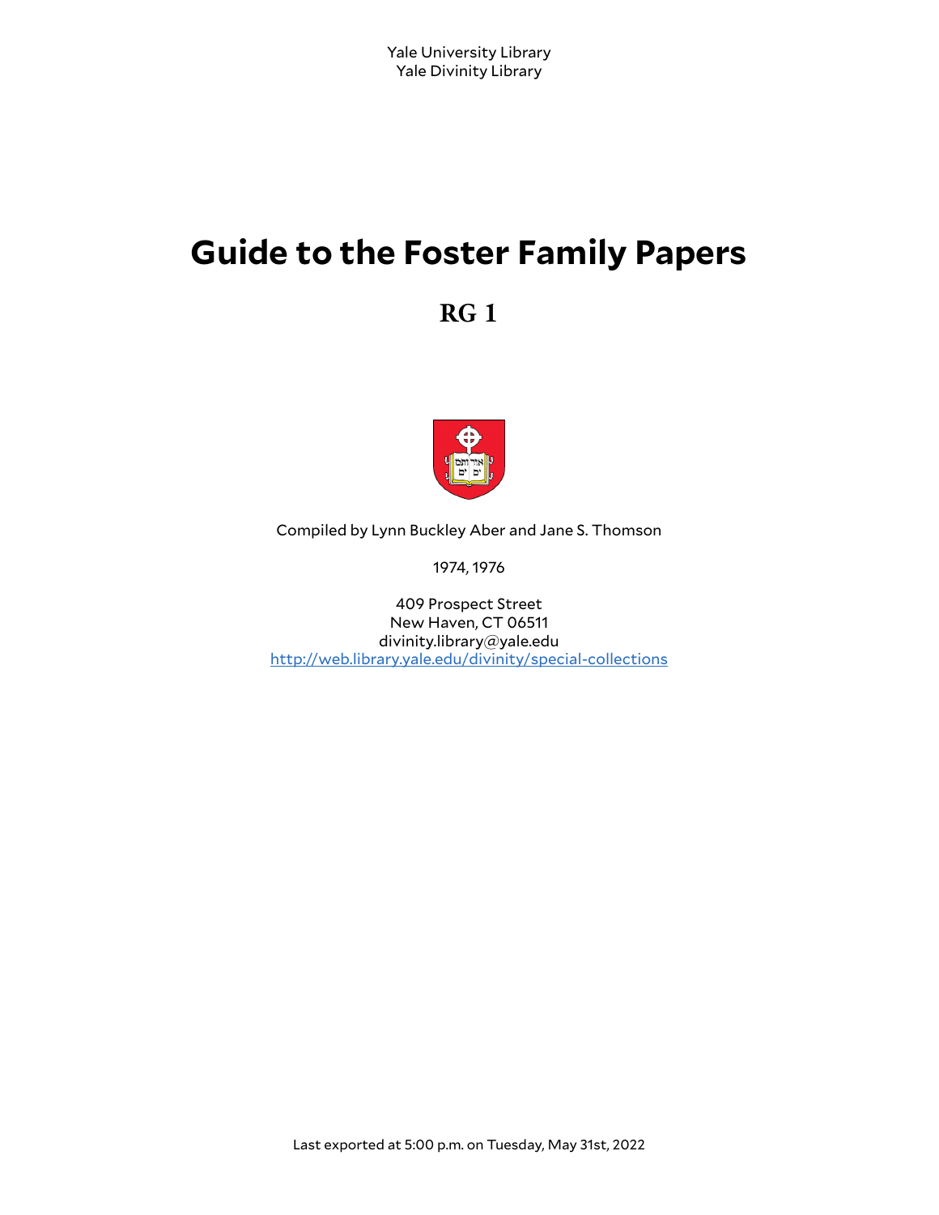Yale University Library
Yale Divinity Library

# Guide to the Foster Family Papers

## RG 1

Compiled by Lynn Buckley Aber and Jane S. Thomson

1974, 1976

409 Prospect Street
New Haven, CT 06511
divinity.library@yale.edu
http://web.library.yale.edu/divinity/special-collections

Last exported at 5:00 p.m. on Tuesday, May 31st, 2022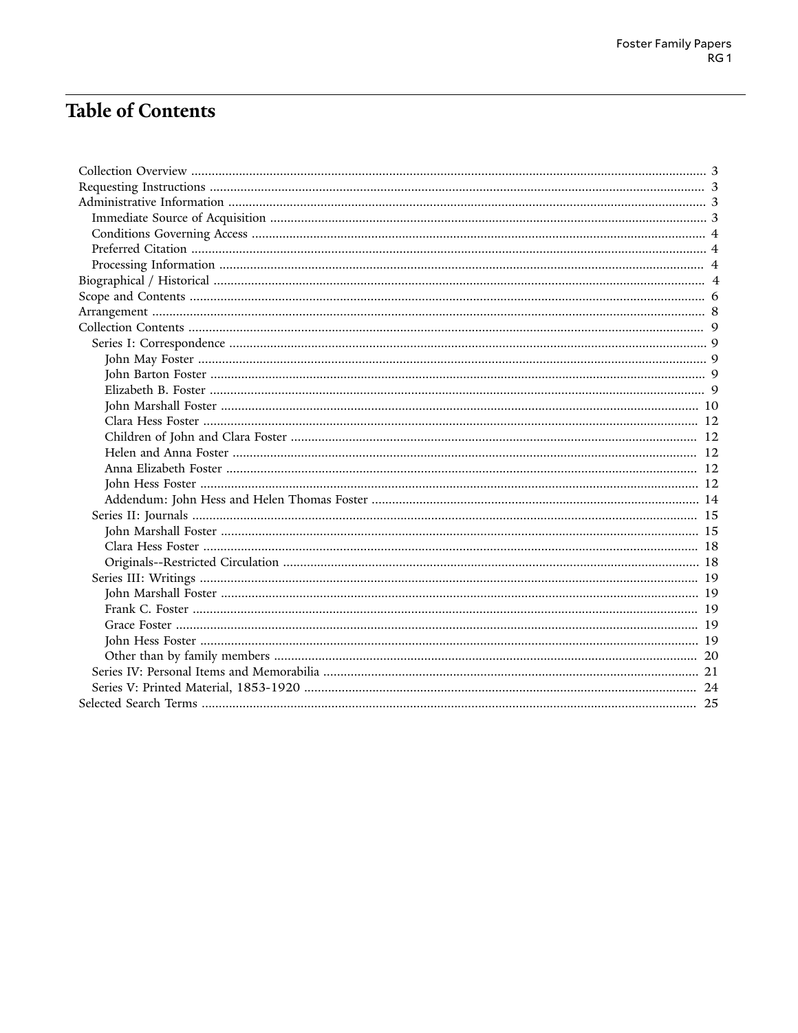# Table of Contents

- Collection Overview ... 3
- Requesting Instructions ... 3
- Administrative Information ... 3
  - Immediate Source of Acquisition ... 3
  - Conditions Governing Access ... 4
  - Preferred Citation ... 4
  - Processing Information ... 4
- Biographical / Historical ... 4
- Scope and Contents ... 6
- Arrangement ... 8
- Collection Contents ... 9
  - Series I: Correspondence ... 9
    - John May Foster ... 9
    - John Barton Foster ... 9
    - Elizabeth B. Foster ... 9
    - John Marshall Foster ... 10
    - Clara Hess Foster ... 12
    - Children of John and Clara Foster ... 12
    - Helen and Anna Foster ... 12
    - Anna Elizabeth Foster ... 12
    - John Hess Foster ... 12
    - Addendum: John Hess and Helen Thomas Foster ... 14
  - Series II: Journals ... 15
    - John Marshall Foster ... 15
    - Clara Hess Foster ... 18
    - Originals--Restricted Circulation ... 18
  - Series III: Writings ... 19
    - John Marshall Foster ... 19
    - Frank C. Foster ... 19
    - Grace Foster ... 19
    - John Hess Foster ... 19
    - Other than by family members ... 20
  - Series IV: Personal Items and Memorabilia ... 21
  - Series V: Printed Material, 1853-1920 ... 24
- Selected Search Terms ... 25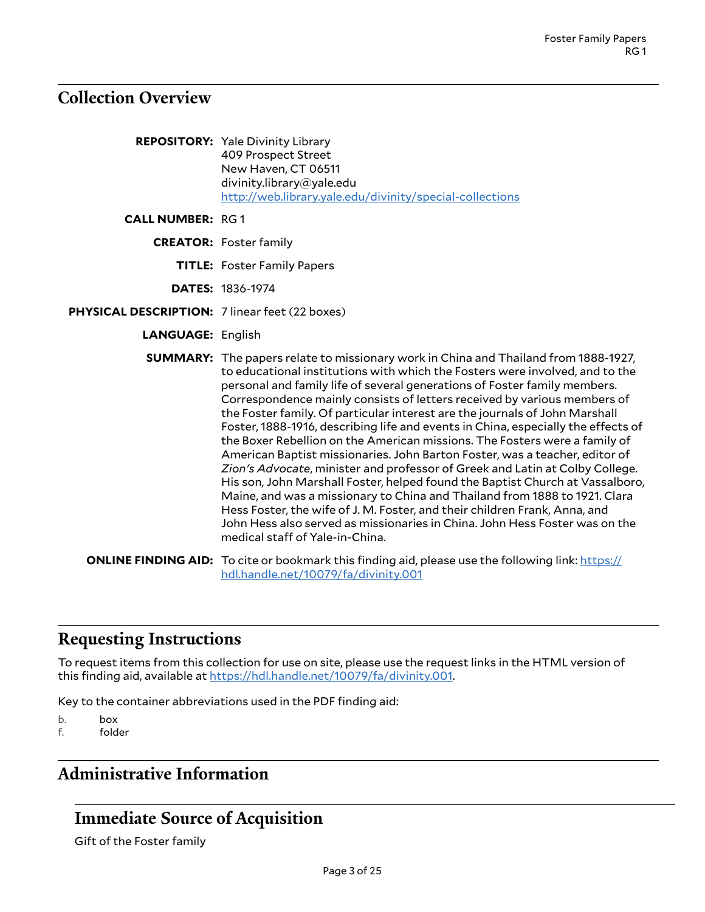## Collection Overview

**REPOSITORY:** Yale Divinity Library
409 Prospect Street
New Haven, CT 06511
divinity.library@yale.edu
http://web.library.yale.edu/divinity/special-collections

**CALL NUMBER:** RG 1

**CREATOR:** Foster family

**TITLE:** Foster Family Papers

**DATES:** 1836-1974

**PHYSICAL DESCRIPTION:** 7 linear feet (22 boxes)

**LANGUAGE:** English

**SUMMARY:** The papers relate to missionary work in China and Thailand from 1888-1927, to educational institutions with which the Fosters were involved, and to the personal and family life of several generations of Foster family members. Correspondence mainly consists of letters received by various members of the Foster family. Of particular interest are the journals of John Marshall Foster, 1888-1916, describing life and events in China, especially the effects of the Boxer Rebellion on the American missions. The Fosters were a family of American Baptist missionaries. John Barton Foster, was a teacher, editor of *Zion's Advocate*, minister and professor of Greek and Latin at Colby College. His son, John Marshall Foster, helped found the Baptist Church at Vassalboro, Maine, and was a missionary to China and Thailand from 1888 to 1921. Clara Hess Foster, the wife of J. M. Foster, and their children Frank, Anna, and John Hess also served as missionaries in China. John Hess Foster was on the medical staff of Yale-in-China.

**ONLINE FINDING AID:** To cite or bookmark this finding aid, please use the following link: https://hdl.handle.net/10079/fa/divinity.001

## Requesting Instructions

To request items from this collection for use on site, please use the request links in the HTML version of this finding aid, available at https://hdl.handle.net/10079/fa/divinity.001.

Key to the container abbreviations used in the PDF finding aid:

b. box
f. folder

## Administrative Information

### Immediate Source of Acquisition

Gift of the Foster family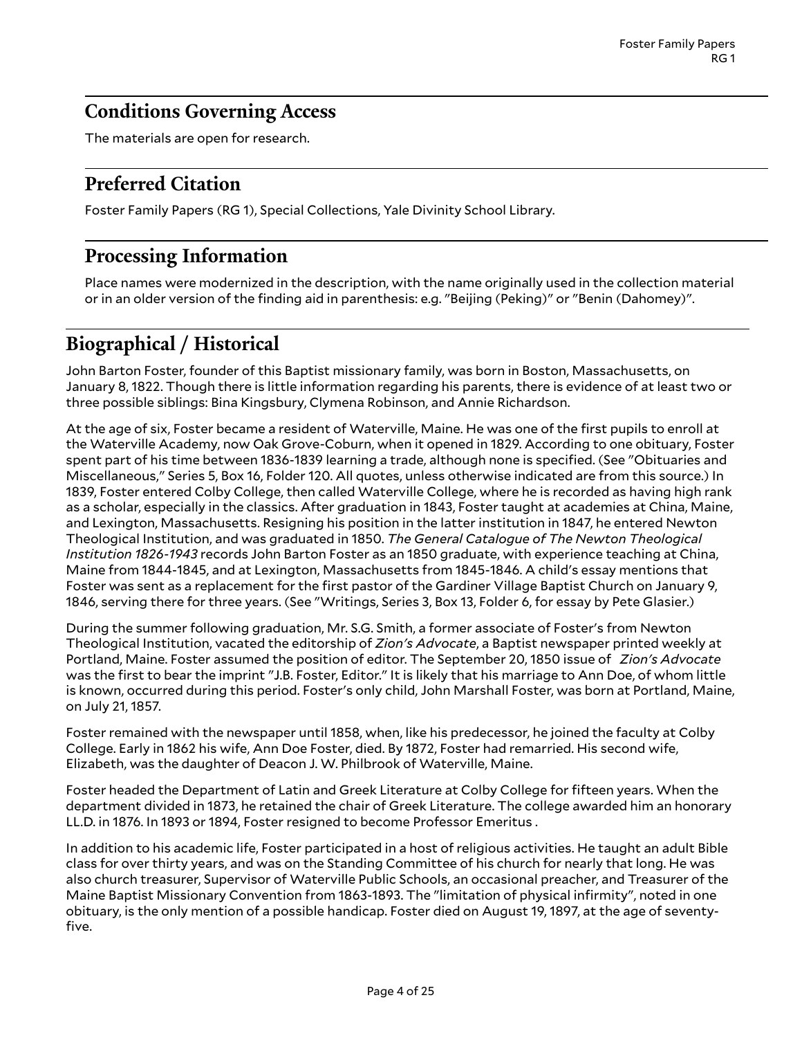## Conditions Governing Access

The materials are open for research.

## Preferred Citation

Foster Family Papers (RG 1), Special Collections, Yale Divinity School Library.

## Processing Information

Place names were modernized in the description, with the name originally used in the collection material or in an older version of the finding aid in parenthesis: e.g. "Beijing (Peking)" or "Benin (Dahomey)".

# Biographical / Historical

John Barton Foster, founder of this Baptist missionary family, was born in Boston, Massachusetts, on January 8, 1822. Though there is little information regarding his parents, there is evidence of at least two or three possible siblings: Bina Kingsbury, Clymena Robinson, and Annie Richardson.

At the age of six, Foster became a resident of Waterville, Maine. He was one of the first pupils to enroll at the Waterville Academy, now Oak Grove-Coburn, when it opened in 1829. According to one obituary, Foster spent part of his time between 1836-1839 learning a trade, although none is specified. (See "Obituaries and Miscellaneous," Series 5, Box 16, Folder 120. All quotes, unless otherwise indicated are from this source.) In 1839, Foster entered Colby College, then called Waterville College, where he is recorded as having high rank as a scholar, especially in the classics. After graduation in 1843, Foster taught at academies at China, Maine, and Lexington, Massachusetts. Resigning his position in the latter institution in 1847, he entered Newton Theological Institution, and was graduated in 1850. *The General Catalogue of The Newton Theological Institution 1826-1943* records John Barton Foster as an 1850 graduate, with experience teaching at China, Maine from 1844-1845, and at Lexington, Massachusetts from 1845-1846. A child's essay mentions that Foster was sent as a replacement for the first pastor of the Gardiner Village Baptist Church on January 9, 1846, serving there for three years. (See "Writings, Series 3, Box 13, Folder 6, for essay by Pete Glasier.)

During the summer following graduation, Mr. S.G. Smith, a former associate of Foster's from Newton Theological Institution, vacated the editorship of *Zion's Advocate*, a Baptist newspaper printed weekly at Portland, Maine. Foster assumed the position of editor. The September 20, 1850 issue of *Zion's Advocate* was the first to bear the imprint "J.B. Foster, Editor." It is likely that his marriage to Ann Doe, of whom little is known, occurred during this period. Foster's only child, John Marshall Foster, was born at Portland, Maine, on July 21, 1857.

Foster remained with the newspaper until 1858, when, like his predecessor, he joined the faculty at Colby College. Early in 1862 his wife, Ann Doe Foster, died. By 1872, Foster had remarried. His second wife, Elizabeth, was the daughter of Deacon J. W. Philbrook of Waterville, Maine.

Foster headed the Department of Latin and Greek Literature at Colby College for fifteen years. When the department divided in 1873, he retained the chair of Greek Literature. The college awarded him an honorary LL.D. in 1876. In 1893 or 1894, Foster resigned to become Professor Emeritus .

In addition to his academic life, Foster participated in a host of religious activities. He taught an adult Bible class for over thirty years, and was on the Standing Committee of his church for nearly that long. He was also church treasurer, Supervisor of Waterville Public Schools, an occasional preacher, and Treasurer of the Maine Baptist Missionary Convention from 1863-1893. The "limitation of physical infirmity", noted in one obituary, is the only mention of a possible handicap. Foster died on August 19, 1897, at the age of seventy-five.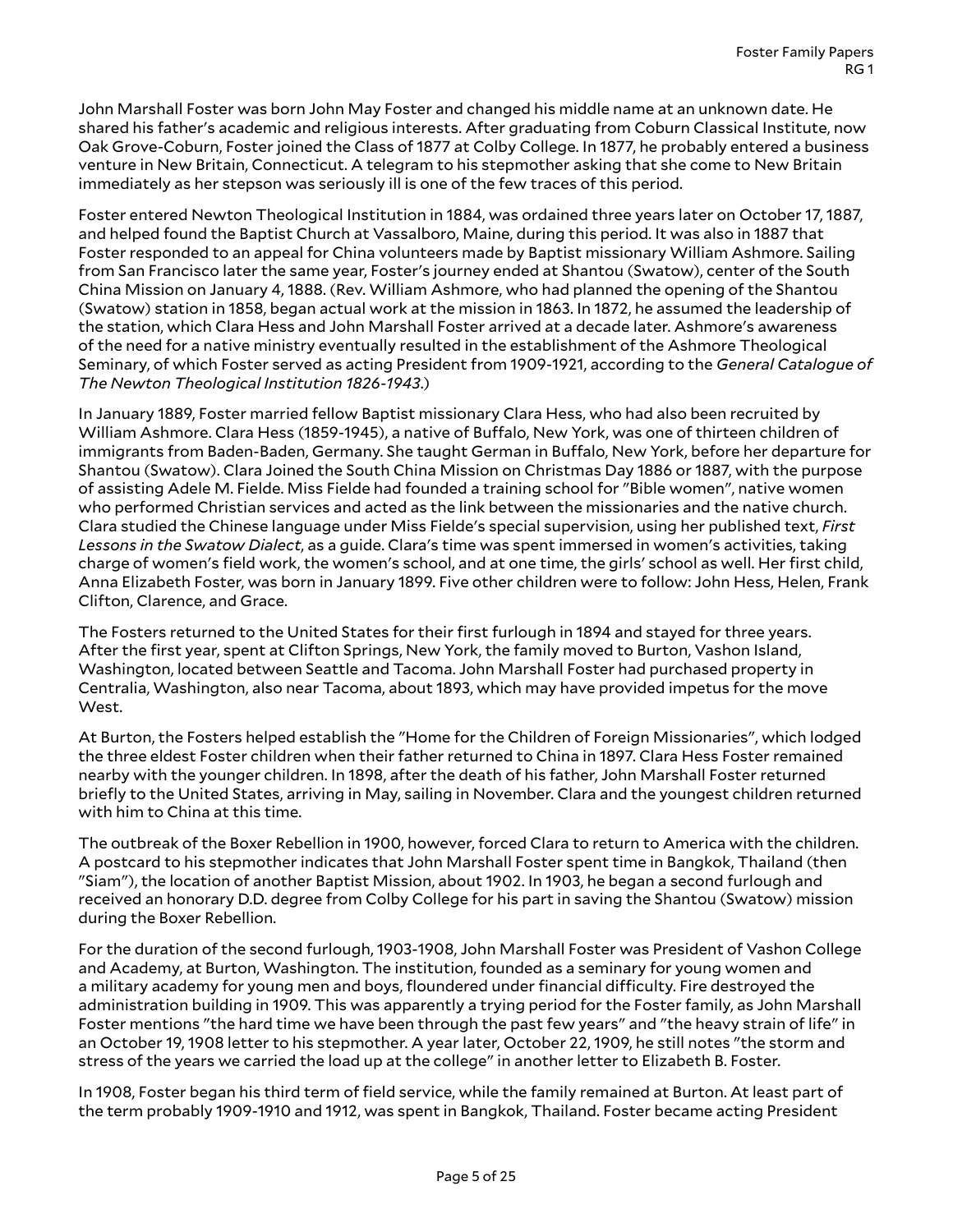John Marshall Foster was born John May Foster and changed his middle name at an unknown date. He shared his father's academic and religious interests. After graduating from Coburn Classical Institute, now Oak Grove-Coburn, Foster joined the Class of 1877 at Colby College. In 1877, he probably entered a business venture in New Britain, Connecticut. A telegram to his stepmother asking that she come to New Britain immediately as her stepson was seriously ill is one of the few traces of this period.

Foster entered Newton Theological Institution in 1884, was ordained three years later on October 17, 1887, and helped found the Baptist Church at Vassalboro, Maine, during this period. It was also in 1887 that Foster responded to an appeal for China volunteers made by Baptist missionary William Ashmore. Sailing from San Francisco later the same year, Foster's journey ended at Shantou (Swatow), center of the South China Mission on January 4, 1888. (Rev. William Ashmore, who had planned the opening of the Shantou (Swatow) station in 1858, began actual work at the mission in 1863. In 1872, he assumed the leadership of the station, which Clara Hess and John Marshall Foster arrived at a decade later. Ashmore's awareness of the need for a native ministry eventually resulted in the establishment of the Ashmore Theological Seminary, of which Foster served as acting President from 1909-1921, according to the *General Catalogue of The Newton Theological Institution 1826-1943*.)

In January 1889, Foster married fellow Baptist missionary Clara Hess, who had also been recruited by William Ashmore. Clara Hess (1859-1945), a native of Buffalo, New York, was one of thirteen children of immigrants from Baden-Baden, Germany. She taught German in Buffalo, New York, before her departure for Shantou (Swatow). Clara Joined the South China Mission on Christmas Day 1886 or 1887, with the purpose of assisting Adele M. Fielde. Miss Fielde had founded a training school for "Bible women", native women who performed Christian services and acted as the link between the missionaries and the native church. Clara studied the Chinese language under Miss Fielde's special supervision, using her published text, *First Lessons in the Swatow Dialect*, as a guide. Clara's time was spent immersed in women's activities, taking charge of women's field work, the women's school, and at one time, the girls' school as well. Her first child, Anna Elizabeth Foster, was born in January 1899. Five other children were to follow: John Hess, Helen, Frank Clifton, Clarence, and Grace.

The Fosters returned to the United States for their first furlough in 1894 and stayed for three years. After the first year, spent at Clifton Springs, New York, the family moved to Burton, Vashon Island, Washington, located between Seattle and Tacoma. John Marshall Foster had purchased property in Centralia, Washington, also near Tacoma, about 1893, which may have provided impetus for the move West.

At Burton, the Fosters helped establish the "Home for the Children of Foreign Missionaries", which lodged the three eldest Foster children when their father returned to China in 1897. Clara Hess Foster remained nearby with the younger children. In 1898, after the death of his father, John Marshall Foster returned briefly to the United States, arriving in May, sailing in November. Clara and the youngest children returned with him to China at this time.

The outbreak of the Boxer Rebellion in 1900, however, forced Clara to return to America with the children. A postcard to his stepmother indicates that John Marshall Foster spent time in Bangkok, Thailand (then "Siam"), the location of another Baptist Mission, about 1902. In 1903, he began a second furlough and received an honorary D.D. degree from Colby College for his part in saving the Shantou (Swatow) mission during the Boxer Rebellion.

For the duration of the second furlough, 1903-1908, John Marshall Foster was President of Vashon College and Academy, at Burton, Washington. The institution, founded as a seminary for young women and a military academy for young men and boys, floundered under financial difficulty. Fire destroyed the administration building in 1909. This was apparently a trying period for the Foster family, as John Marshall Foster mentions "the hard time we have been through the past few years" and "the heavy strain of life" in an October 19, 1908 letter to his stepmother. A year later, October 22, 1909, he still notes "the storm and stress of the years we carried the load up at the college" in another letter to Elizabeth B. Foster.

In 1908, Foster began his third term of field service, while the family remained at Burton. At least part of the term probably 1909-1910 and 1912, was spent in Bangkok, Thailand. Foster became acting President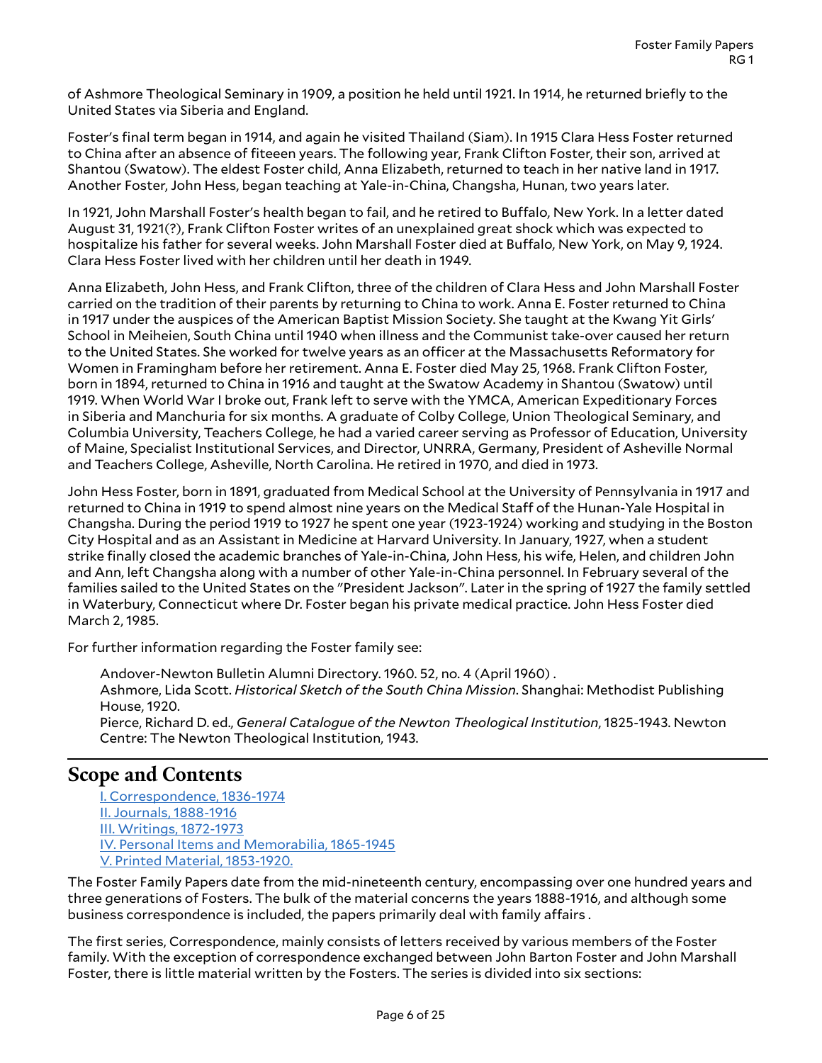of Ashmore Theological Seminary in 1909, a position he held until 1921. In 1914, he returned briefly to the United States via Siberia and England.

Foster's final term began in 1914, and again he visited Thailand (Siam). In 1915 Clara Hess Foster returned to China after an absence of fiteeen years. The following year, Frank Clifton Foster, their son, arrived at Shantou (Swatow). The eldest Foster child, Anna Elizabeth, returned to teach in her native land in 1917. Another Foster, John Hess, began teaching at Yale-in-China, Changsha, Hunan, two years later.

In 1921, John Marshall Foster's health began to fail, and he retired to Buffalo, New York. In a letter dated August 31, 1921(?), Frank Clifton Foster writes of an unexplained great shock which was expected to hospitalize his father for several weeks. John Marshall Foster died at Buffalo, New York, on May 9, 1924. Clara Hess Foster lived with her children until her death in 1949.

Anna Elizabeth, John Hess, and Frank Clifton, three of the children of Clara Hess and John Marshall Foster carried on the tradition of their parents by returning to China to work. Anna E. Foster returned to China in 1917 under the auspices of the American Baptist Mission Society. She taught at the Kwang Yit Girls' School in Meiheien, South China until 1940 when illness and the Communist take-over caused her return to the United States. She worked for twelve years as an officer at the Massachusetts Reformatory for Women in Framingham before her retirement. Anna E. Foster died May 25, 1968. Frank Clifton Foster, born in 1894, returned to China in 1916 and taught at the Swatow Academy in Shantou (Swatow) until 1919. When World War I broke out, Frank left to serve with the YMCA, American Expeditionary Forces in Siberia and Manchuria for six months. A graduate of Colby College, Union Theological Seminary, and Columbia University, Teachers College, he had a varied career serving as Professor of Education, University of Maine, Specialist Institutional Services, and Director, UNRRA, Germany, President of Asheville Normal and Teachers College, Asheville, North Carolina. He retired in 1970, and died in 1973.

John Hess Foster, born in 1891, graduated from Medical School at the University of Pennsylvania in 1917 and returned to China in 1919 to spend almost nine years on the Medical Staff of the Hunan-Yale Hospital in Changsha. During the period 1919 to 1927 he spent one year (1923-1924) working and studying in the Boston City Hospital and as an Assistant in Medicine at Harvard University. In January, 1927, when a student strike finally closed the academic branches of Yale-in-China, John Hess, his wife, Helen, and children John and Ann, left Changsha along with a number of other Yale-in-China personnel. In February several of the families sailed to the United States on the "President Jackson". Later in the spring of 1927 the family settled in Waterbury, Connecticut where Dr. Foster began his private medical practice. John Hess Foster died March 2, 1985.

For further information regarding the Foster family see:

> Andover-Newton Bulletin Alumni Directory. 1960. 52, no. 4 (April 1960) .
> Ashmore, Lida Scott. *Historical Sketch of the South China Mission*. Shanghai: Methodist Publishing House, 1920.
> Pierce, Richard D. ed., *General Catalogue of the Newton Theological Institution*, 1825-1943. Newton Centre: The Newton Theological Institution, 1943.

## Scope and Contents

I. Correspondence, 1836-1974
II. Journals, 1888-1916
III. Writings, 1872-1973
IV. Personal Items and Memorabilia, 1865-1945
V. Printed Material, 1853-1920.

The Foster Family Papers date from the mid-nineteenth century, encompassing over one hundred years and three generations of Fosters. The bulk of the material concerns the years 1888-1916, and although some business correspondence is included, the papers primarily deal with family affairs .

The first series, Correspondence, mainly consists of letters received by various members of the Foster family. With the exception of correspondence exchanged between John Barton Foster and John Marshall Foster, there is little material written by the Fosters. The series is divided into six sections: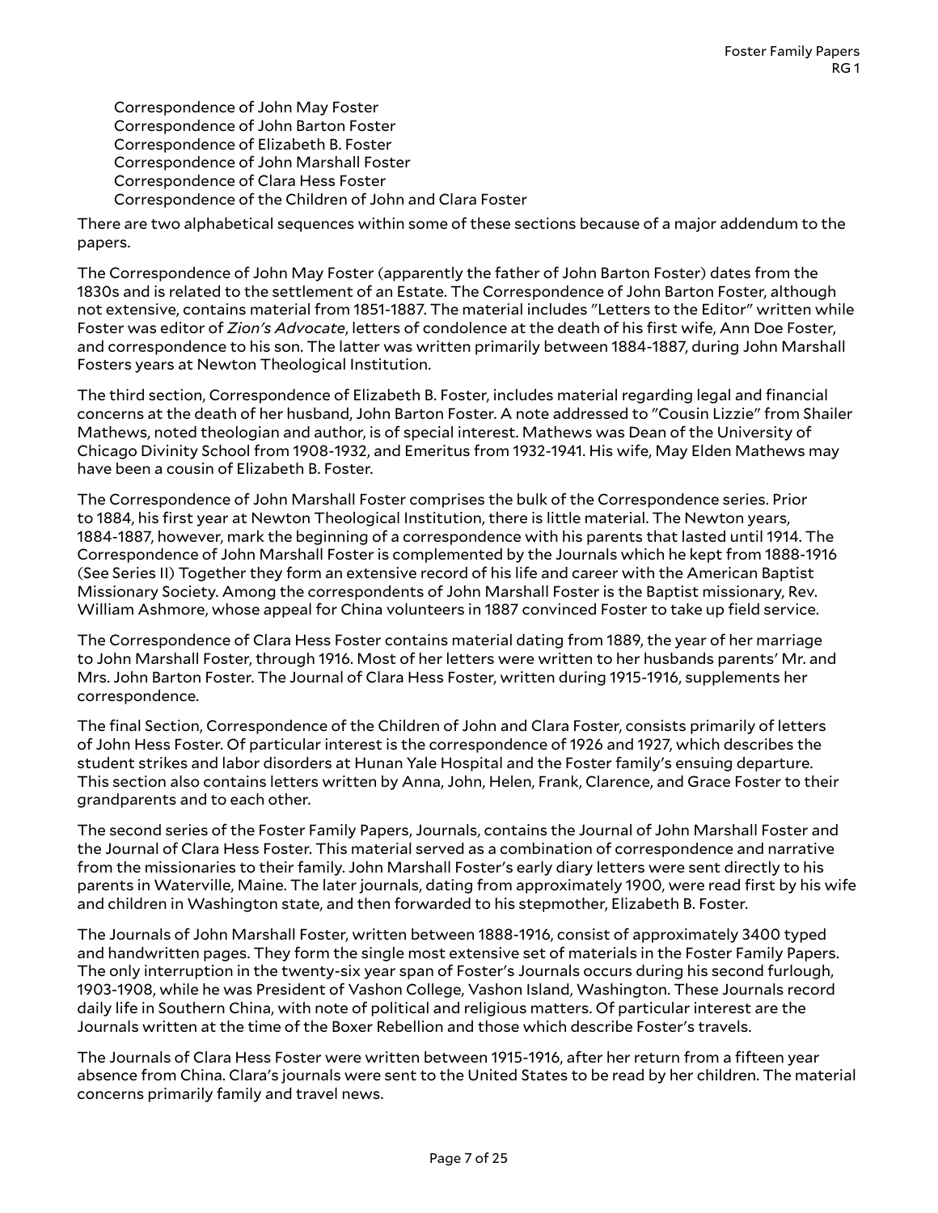Correspondence of John May Foster
Correspondence of John Barton Foster
Correspondence of Elizabeth B. Foster
Correspondence of John Marshall Foster
Correspondence of Clara Hess Foster
Correspondence of the Children of John and Clara Foster

There are two alphabetical sequences within some of these sections because of a major addendum to the papers.

The Correspondence of John May Foster (apparently the father of John Barton Foster) dates from the 1830s and is related to the settlement of an Estate. The Correspondence of John Barton Foster, although not extensive, contains material from 1851-1887. The material includes "Letters to the Editor" written while Foster was editor of *Zion's Advocate*, letters of condolence at the death of his first wife, Ann Doe Foster, and correspondence to his son. The latter was written primarily between 1884-1887, during John Marshall Fosters years at Newton Theological Institution.

The third section, Correspondence of Elizabeth B. Foster, includes material regarding legal and financial concerns at the death of her husband, John Barton Foster. A note addressed to "Cousin Lizzie" from Shailer Mathews, noted theologian and author, is of special interest. Mathews was Dean of the University of Chicago Divinity School from 1908-1932, and Emeritus from 1932-1941. His wife, May Elden Mathews may have been a cousin of Elizabeth B. Foster.

The Correspondence of John Marshall Foster comprises the bulk of the Correspondence series. Prior to 1884, his first year at Newton Theological Institution, there is little material. The Newton years, 1884-1887, however, mark the beginning of a correspondence with his parents that lasted until 1914. The Correspondence of John Marshall Foster is complemented by the Journals which he kept from 1888-1916 (See Series II) Together they form an extensive record of his life and career with the American Baptist Missionary Society. Among the correspondents of John Marshall Foster is the Baptist missionary, Rev. William Ashmore, whose appeal for China volunteers in 1887 convinced Foster to take up field service.

The Correspondence of Clara Hess Foster contains material dating from 1889, the year of her marriage to John Marshall Foster, through 1916. Most of her letters were written to her husbands parents' Mr. and Mrs. John Barton Foster. The Journal of Clara Hess Foster, written during 1915-1916, supplements her correspondence.

The final Section, Correspondence of the Children of John and Clara Foster, consists primarily of letters of John Hess Foster. Of particular interest is the correspondence of 1926 and 1927, which describes the student strikes and labor disorders at Hunan Yale Hospital and the Foster family's ensuing departure. This section also contains letters written by Anna, John, Helen, Frank, Clarence, and Grace Foster to their grandparents and to each other.

The second series of the Foster Family Papers, Journals, contains the Journal of John Marshall Foster and the Journal of Clara Hess Foster. This material served as a combination of correspondence and narrative from the missionaries to their family. John Marshall Foster's early diary letters were sent directly to his parents in Waterville, Maine. The later journals, dating from approximately 1900, were read first by his wife and children in Washington state, and then forwarded to his stepmother, Elizabeth B. Foster.

The Journals of John Marshall Foster, written between 1888-1916, consist of approximately 3400 typed and handwritten pages. They form the single most extensive set of materials in the Foster Family Papers. The only interruption in the twenty-six year span of Foster's Journals occurs during his second furlough, 1903-1908, while he was President of Vashon College, Vashon Island, Washington. These Journals record daily life in Southern China, with note of political and religious matters. Of particular interest are the Journals written at the time of the Boxer Rebellion and those which describe Foster's travels.

The Journals of Clara Hess Foster were written between 1915-1916, after her return from a fifteen year absence from China. Clara's journals were sent to the United States to be read by her children. The material concerns primarily family and travel news.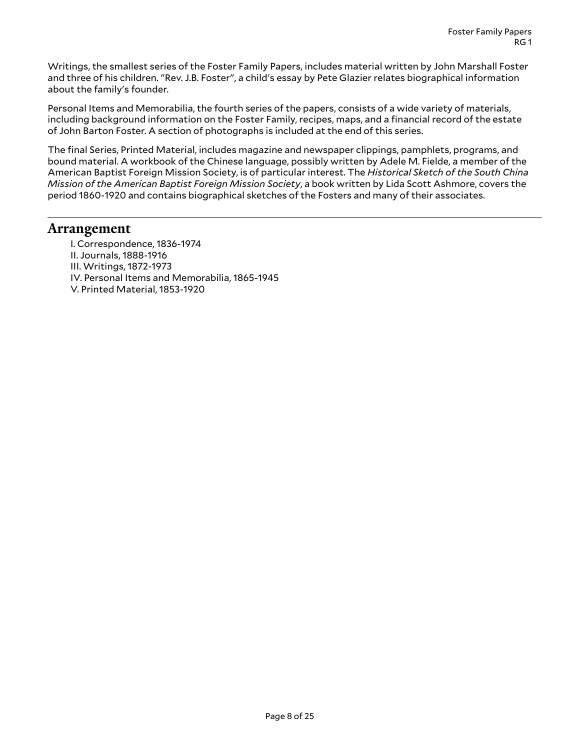Writings, the smallest series of the Foster Family Papers, includes material written by John Marshall Foster and three of his children. "Rev. J.B. Foster", a child's essay by Pete Glazier relates biographical information about the family's founder.

Personal Items and Memorabilia, the fourth series of the papers, consists of a wide variety of materials, including background information on the Foster Family, recipes, maps, and a financial record of the estate of John Barton Foster. A section of photographs is included at the end of this series.

The final Series, Printed Material, includes magazine and newspaper clippings, pamphlets, programs, and bound material. A workbook of the Chinese language, possibly written by Adele M. Fielde, a member of the American Baptist Foreign Mission Society, is of particular interest. The *Historical Sketch of the South China Mission of the American Baptist Foreign Mission Society*, a book written by Lida Scott Ashmore, covers the period 1860-1920 and contains biographical sketches of the Fosters and many of their associates.

## Arrangement

I. Correspondence, 1836-1974
II. Journals, 1888-1916
III. Writings, 1872-1973
IV. Personal Items and Memorabilia, 1865-1945
V. Printed Material, 1853-1920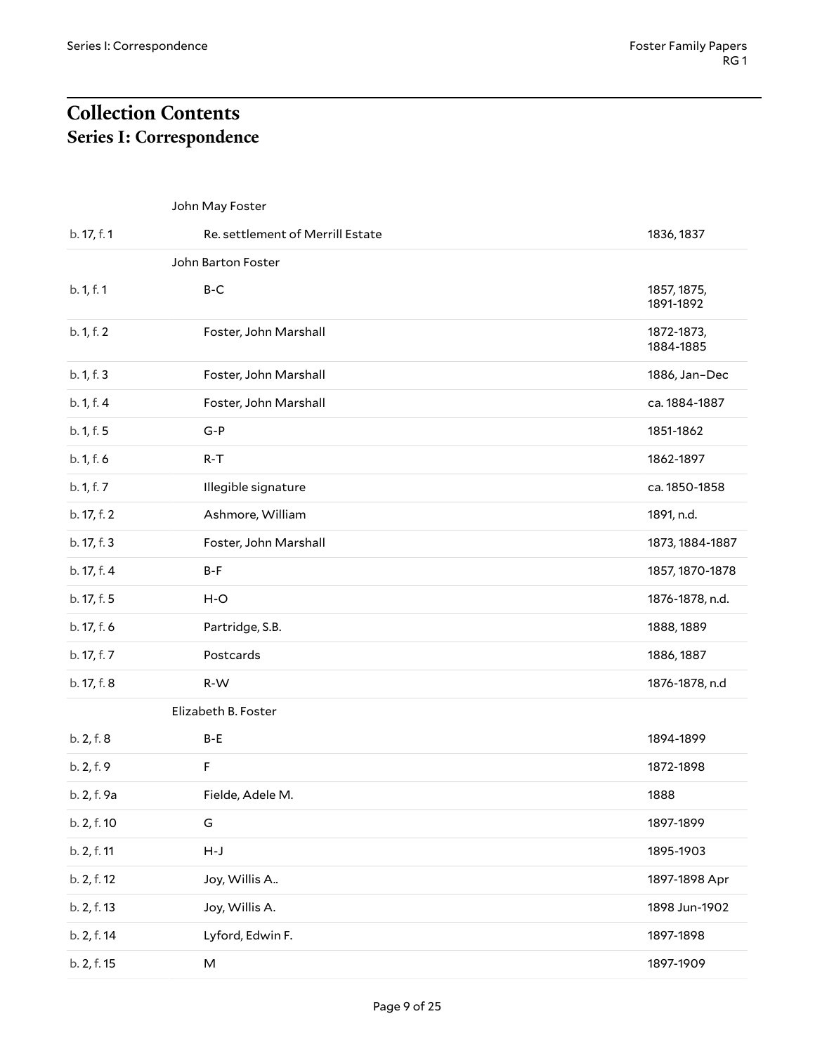## Collection Contents
### Series I: Correspondence

| | | |
|---|---|---|
| | John May Foster | |
| b. 17, f. 1 | Re. settlement of Merrill Estate | 1836, 1837 |
| | John Barton Foster | |
| b. 1, f. 1 | B-C | 1857, 1875, 1891-1892 |
| b. 1, f. 2 | Foster, John Marshall | 1872-1873, 1884-1885 |
| b. 1, f. 3 | Foster, John Marshall | 1886, Jan–Dec |
| b. 1, f. 4 | Foster, John Marshall | ca. 1884-1887 |
| b. 1, f. 5 | G-P | 1851-1862 |
| b. 1, f. 6 | R-T | 1862-1897 |
| b. 1, f. 7 | Illegible signature | ca. 1850-1858 |
| b. 17, f. 2 | Ashmore, William | 1891, n.d. |
| b. 17, f. 3 | Foster, John Marshall | 1873, 1884-1887 |
| b. 17, f. 4 | B-F | 1857, 1870-1878 |
| b. 17, f. 5 | H-O | 1876-1878, n.d. |
| b. 17, f. 6 | Partridge, S.B. | 1888, 1889 |
| b. 17, f. 7 | Postcards | 1886, 1887 |
| b. 17, f. 8 | R-W | 1876-1878, n.d |
| | Elizabeth B. Foster | |
| b. 2, f. 8 | B-E | 1894-1899 |
| b. 2, f. 9 | F | 1872-1898 |
| b. 2, f. 9a | Fielde, Adele M. | 1888 |
| b. 2, f. 10 | G | 1897-1899 |
| b. 2, f. 11 | H-J | 1895-1903 |
| b. 2, f. 12 | Joy, Willis A.. | 1897-1898 Apr |
| b. 2, f. 13 | Joy, Willis A. | 1898 Jun-1902 |
| b. 2, f. 14 | Lyford, Edwin F. | 1897-1898 |
| b. 2, f. 15 | M | 1897-1909 |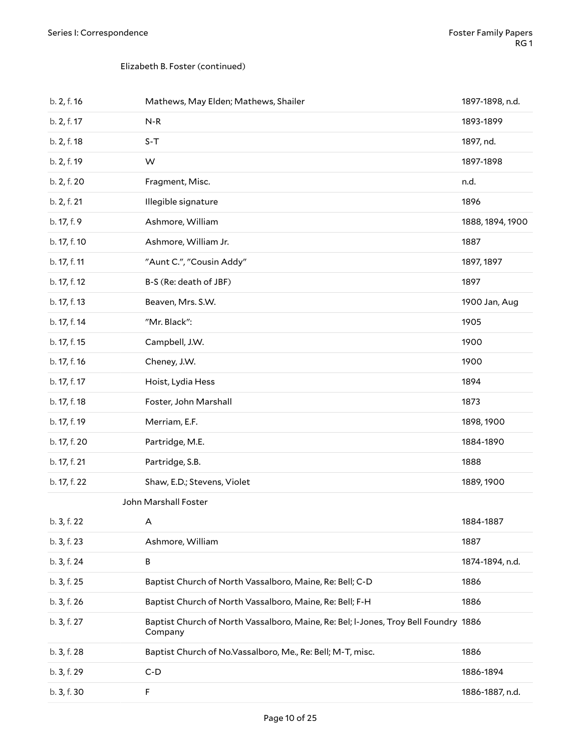Elizabeth B. Foster (continued)

| | | |
|---|---|---|
| b. 2, f. 16 | Mathews, May Elden; Mathews, Shailer | 1897-1898, n.d. |
| b. 2, f. 17 | N-R | 1893-1899 |
| b. 2, f. 18 | S-T | 1897, nd. |
| b. 2, f. 19 | W | 1897-1898 |
| b. 2, f. 20 | Fragment, Misc. | n.d. |
| b. 2, f. 21 | Illegible signature | 1896 |
| b. 17, f. 9 | Ashmore, William | 1888, 1894, 1900 |
| b. 17, f. 10 | Ashmore, William Jr. | 1887 |
| b. 17, f. 11 | "Aunt C.", "Cousin Addy" | 1897, 1897 |
| b. 17, f. 12 | B-S (Re: death of JBF) | 1897 |
| b. 17, f. 13 | Beaven, Mrs. S.W. | 1900 Jan, Aug |
| b. 17, f. 14 | "Mr. Black": | 1905 |
| b. 17, f. 15 | Campbell, J.W. | 1900 |
| b. 17, f. 16 | Cheney, J.W. | 1900 |
| b. 17, f. 17 | Hoist, Lydia Hess | 1894 |
| b. 17, f. 18 | Foster, John Marshall | 1873 |
| b. 17, f. 19 | Merriam, E.F. | 1898, 1900 |
| b. 17, f. 20 | Partridge, M.E. | 1884-1890 |
| b. 17, f. 21 | Partridge, S.B. | 1888 |
| b. 17, f. 22 | Shaw, E.D.; Stevens, Violet | 1889, 1900 |

John Marshall Foster

| | | |
|---|---|---|
| b. 3, f. 22 | A | 1884-1887 |
| b. 3, f. 23 | Ashmore, William | 1887 |
| b. 3, f. 24 | B | 1874-1894, n.d. |
| b. 3, f. 25 | Baptist Church of North Vassalboro, Maine, Re: Bell; C-D | 1886 |
| b. 3, f. 26 | Baptist Church of North Vassalboro, Maine, Re: Bell; F-H | 1886 |
| b. 3, f. 27 | Baptist Church of North Vassalboro, Maine, Re: Bel; l-Jones, Troy Bell Foundry Company | 1886 |
| b. 3, f. 28 | Baptist Church of No.Vassalboro, Me., Re: Bell; M-T, misc. | 1886 |
| b. 3, f. 29 | C-D | 1886-1894 |
| b. 3, f. 30 | F | 1886-1887, n.d. |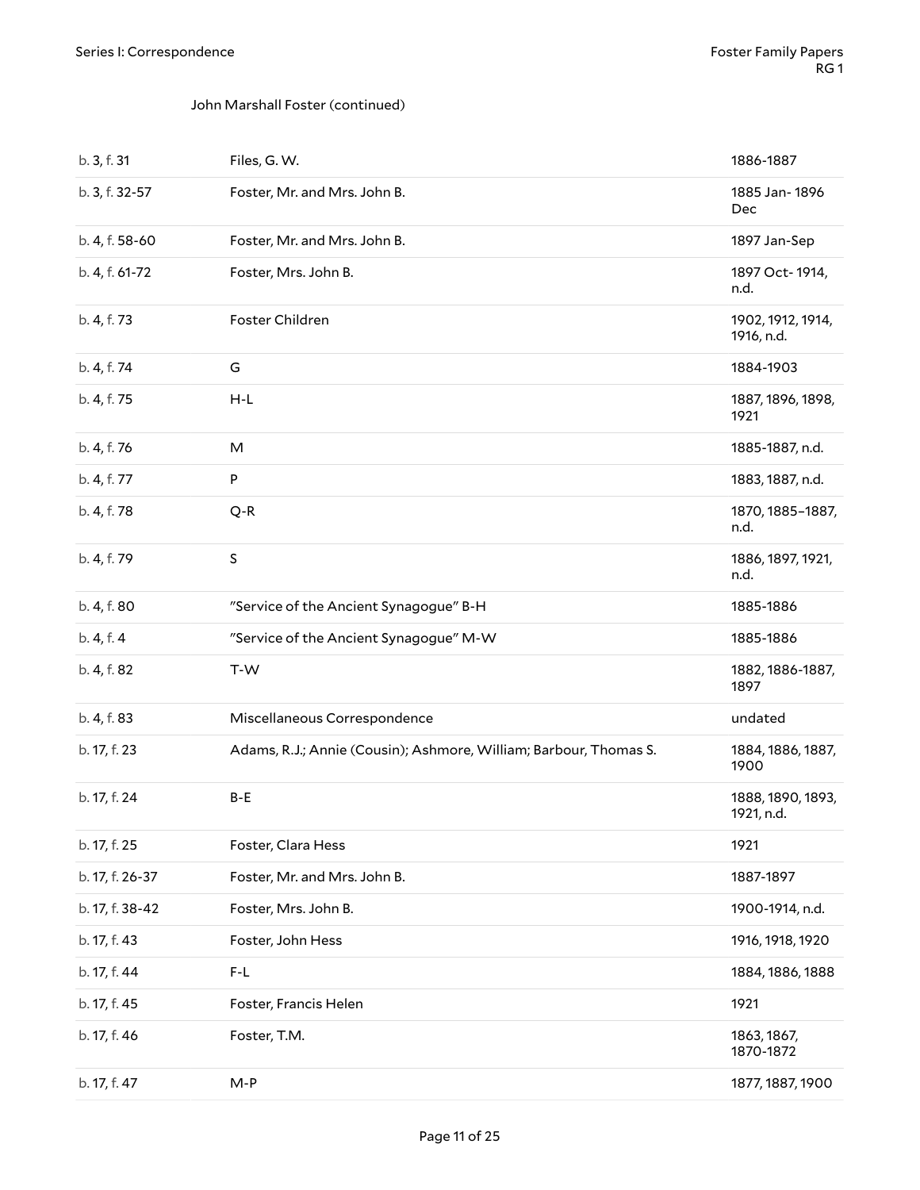John Marshall Foster (continued)

| | | |
|---|---|---|
| b. 3, f. 31 | Files, G. W. | 1886-1887 |
| b. 3, f. 32-57 | Foster, Mr. and Mrs. John B. | 1885 Jan- 1896 Dec |
| b. 4, f. 58-60 | Foster, Mr. and Mrs. John B. | 1897 Jan-Sep |
| b. 4, f. 61-72 | Foster, Mrs. John B. | 1897 Oct- 1914, n.d. |
| b. 4, f. 73 | Foster Children | 1902, 1912, 1914, 1916, n.d. |
| b. 4, f. 74 | G | 1884-1903 |
| b. 4, f. 75 | H-L | 1887, 1896, 1898, 1921 |
| b. 4, f. 76 | M | 1885-1887, n.d. |
| b. 4, f. 77 | P | 1883, 1887, n.d. |
| b. 4, f. 78 | Q-R | 1870, 1885–1887, n.d. |
| b. 4, f. 79 | S | 1886, 1897, 1921, n.d. |
| b. 4, f. 80 | "Service of the Ancient Synagogue" B-H | 1885-1886 |
| b. 4, f. 4 | "Service of the Ancient Synagogue" M-W | 1885-1886 |
| b. 4, f. 82 | T-W | 1882, 1886-1887, 1897 |
| b. 4, f. 83 | Miscellaneous Correspondence | undated |
| b. 17, f. 23 | Adams, R.J.; Annie (Cousin); Ashmore, William; Barbour, Thomas S. | 1884, 1886, 1887, 1900 |
| b. 17, f. 24 | B-E | 1888, 1890, 1893, 1921, n.d. |
| b. 17, f. 25 | Foster, Clara Hess | 1921 |
| b. 17, f. 26-37 | Foster, Mr. and Mrs. John B. | 1887-1897 |
| b. 17, f. 38-42 | Foster, Mrs. John B. | 1900-1914, n.d. |
| b. 17, f. 43 | Foster, John Hess | 1916, 1918, 1920 |
| b. 17, f. 44 | F-L | 1884, 1886, 1888 |
| b. 17, f. 45 | Foster, Francis Helen | 1921 |
| b. 17, f. 46 | Foster, T.M. | 1863, 1867, 1870-1872 |
| b. 17, f. 47 | M-P | 1877, 1887, 1900 |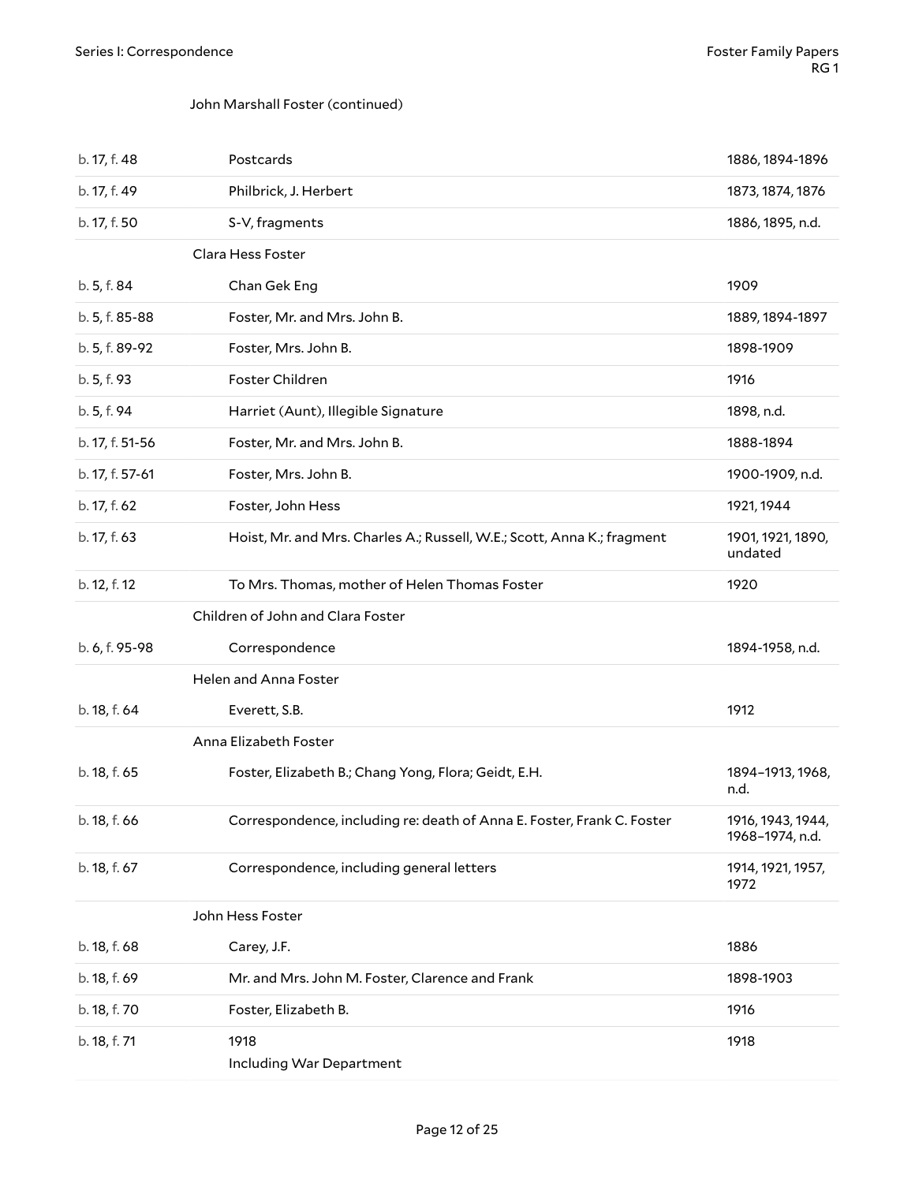John Marshall Foster (continued)

| | | |
|---|---|---|
| b. 17, f. 48 | Postcards | 1886, 1894-1896 |
| b. 17, f. 49 | Philbrick, J. Herbert | 1873, 1874, 1876 |
| b. 17, f. 50 | S-V, fragments | 1886, 1895, n.d. |

Clara Hess Foster

| | | |
|---|---|---|
| b. 5, f. 84 | Chan Gek Eng | 1909 |
| b. 5, f. 85-88 | Foster, Mr. and Mrs. John B. | 1889, 1894-1897 |
| b. 5, f. 89-92 | Foster, Mrs. John B. | 1898-1909 |
| b. 5, f. 93 | Foster Children | 1916 |
| b. 5, f. 94 | Harriet (Aunt), Illegible Signature | 1898, n.d. |
| b. 17, f. 51-56 | Foster, Mr. and Mrs. John B. | 1888-1894 |
| b. 17, f. 57-61 | Foster, Mrs. John B. | 1900-1909, n.d. |
| b. 17, f. 62 | Foster, John Hess | 1921, 1944 |
| b. 17, f. 63 | Hoist, Mr. and Mrs. Charles A.; Russell, W.E.; Scott, Anna K.; fragment | 1901, 1921, 1890, undated |
| b. 12, f. 12 | To Mrs. Thomas, mother of Helen Thomas Foster | 1920 |

Children of John and Clara Foster

| | | |
|---|---|---|
| b. 6, f. 95-98 | Correspondence | 1894-1958, n.d. |

Helen and Anna Foster

| | | |
|---|---|---|
| b. 18, f. 64 | Everett, S.B. | 1912 |

Anna Elizabeth Foster

| | | |
|---|---|---|
| b. 18, f. 65 | Foster, Elizabeth B.; Chang Yong, Flora; Geidt, E.H. | 1894–1913, 1968, n.d. |
| b. 18, f. 66 | Correspondence, including re: death of Anna E. Foster, Frank C. Foster | 1916, 1943, 1944, 1968–1974, n.d. |
| b. 18, f. 67 | Correspondence, including general letters | 1914, 1921, 1957, 1972 |

John Hess Foster

| | | |
|---|---|---|
| b. 18, f. 68 | Carey, J.F. | 1886 |
| b. 18, f. 69 | Mr. and Mrs. John M. Foster, Clarence and Frank | 1898-1903 |
| b. 18, f. 70 | Foster, Elizabeth B. | 1916 |
| b. 18, f. 71 | 1918<br>Including War Department | 1918 |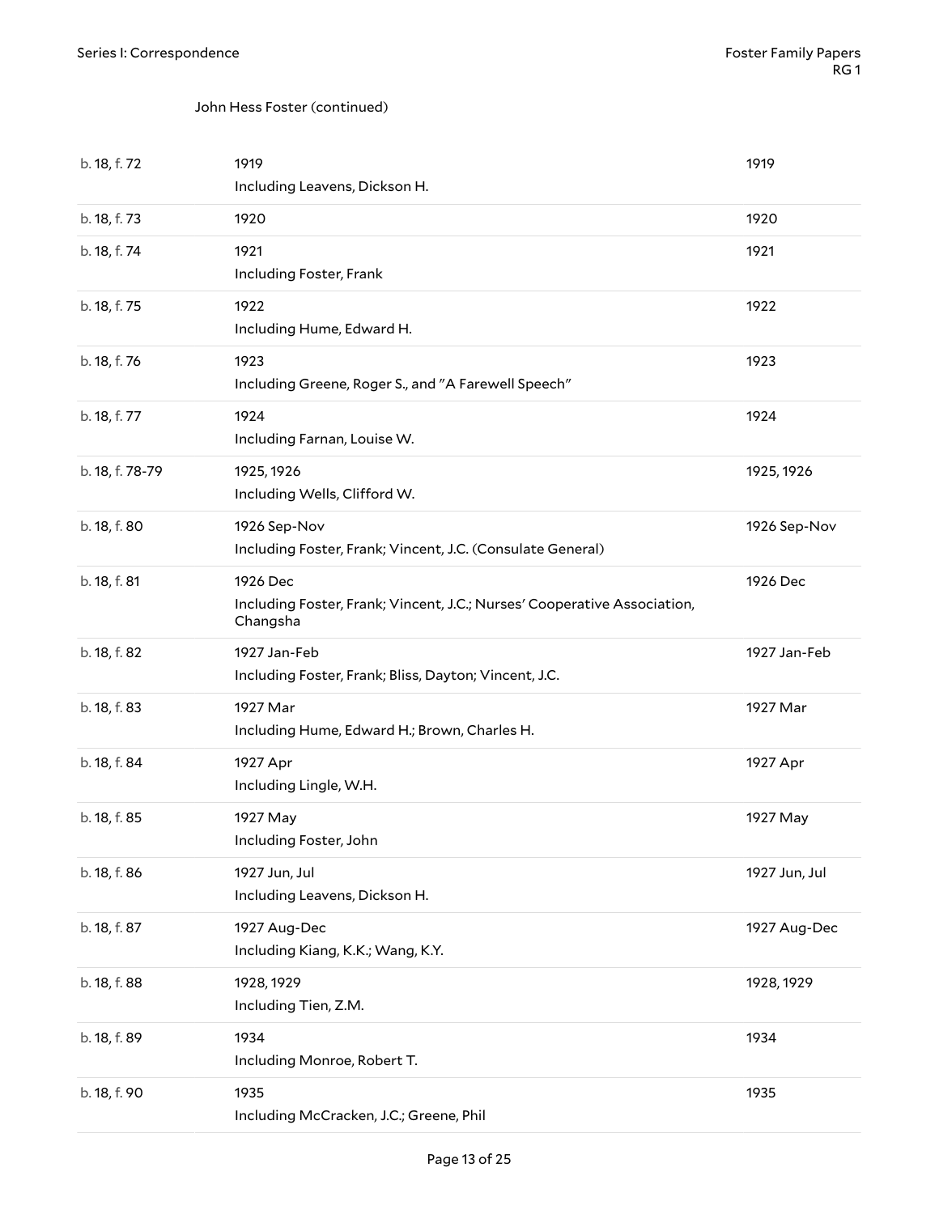John Hess Foster (continued)

| | | |
|---|---|---|
| b. 18, f. 72 | 1919<br>Including Leavens, Dickson H. | 1919 |
| b. 18, f. 73 | 1920 | 1920 |
| b. 18, f. 74 | 1921<br>Including Foster, Frank | 1921 |
| b. 18, f. 75 | 1922<br>Including Hume, Edward H. | 1922 |
| b. 18, f. 76 | 1923<br>Including Greene, Roger S., and "A Farewell Speech" | 1923 |
| b. 18, f. 77 | 1924<br>Including Farnan, Louise W. | 1924 |
| b. 18, f. 78-79 | 1925, 1926<br>Including Wells, Clifford W. | 1925, 1926 |
| b. 18, f. 80 | 1926 Sep-Nov<br>Including Foster, Frank; Vincent, J.C. (Consulate General) | 1926 Sep-Nov |
| b. 18, f. 81 | 1926 Dec<br>Including Foster, Frank; Vincent, J.C.; Nurses' Cooperative Association, Changsha | 1926 Dec |
| b. 18, f. 82 | 1927 Jan-Feb<br>Including Foster, Frank; Bliss, Dayton; Vincent, J.C. | 1927 Jan-Feb |
| b. 18, f. 83 | 1927 Mar<br>Including Hume, Edward H.; Brown, Charles H. | 1927 Mar |
| b. 18, f. 84 | 1927 Apr<br>Including Lingle, W.H. | 1927 Apr |
| b. 18, f. 85 | 1927 May<br>Including Foster, John | 1927 May |
| b. 18, f. 86 | 1927 Jun, Jul<br>Including Leavens, Dickson H. | 1927 Jun, Jul |
| b. 18, f. 87 | 1927 Aug-Dec<br>Including Kiang, K.K.; Wang, K.Y. | 1927 Aug-Dec |
| b. 18, f. 88 | 1928, 1929<br>Including Tien, Z.M. | 1928, 1929 |
| b. 18, f. 89 | 1934<br>Including Monroe, Robert T. | 1934 |
| b. 18, f. 90 | 1935<br>Including McCracken, J.C.; Greene, Phil | 1935 |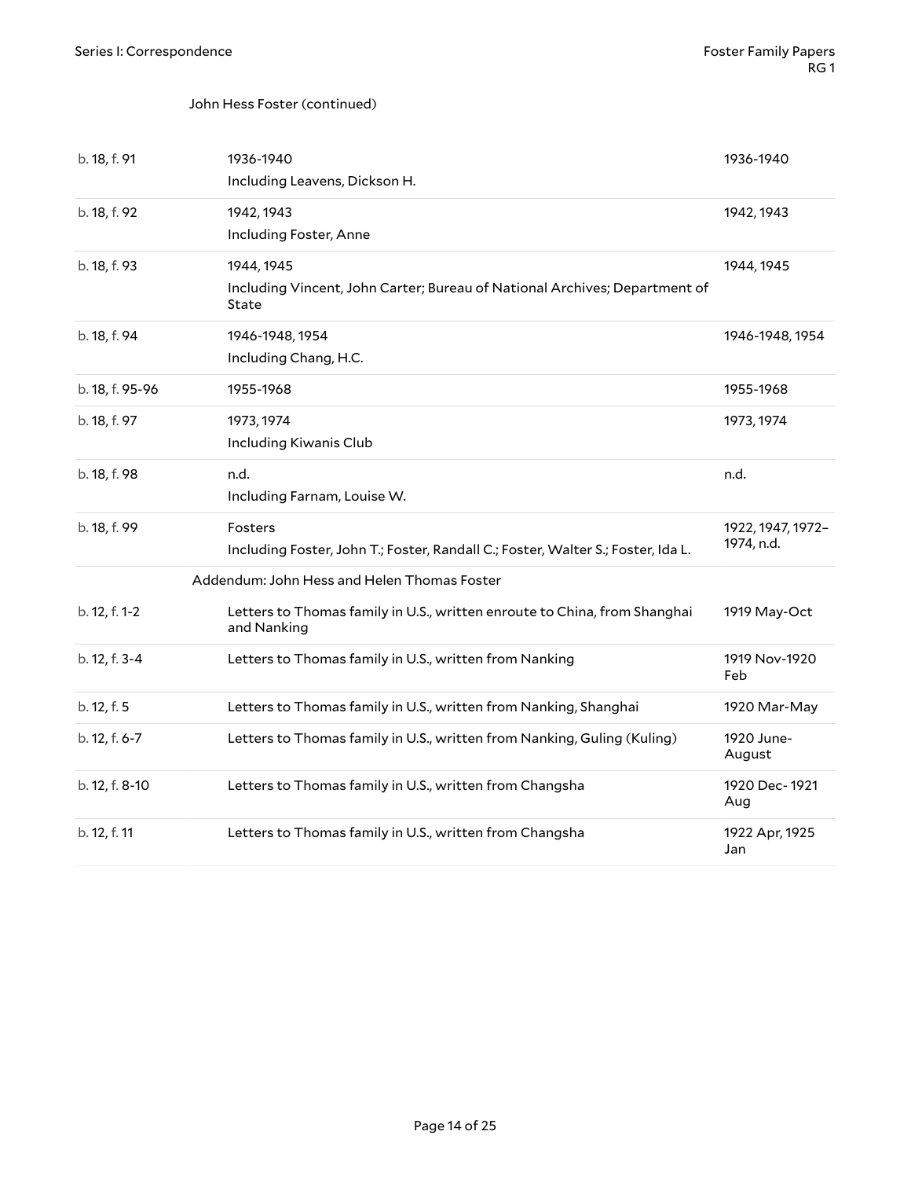John Hess Foster (continued)

| | | |
|---|---|---|
| b. 18, f. 91 | 1936-1940<br>Including Leavens, Dickson H. | 1936-1940 |
| b. 18, f. 92 | 1942, 1943<br>Including Foster, Anne | 1942, 1943 |
| b. 18, f. 93 | 1944, 1945<br>Including Vincent, John Carter; Bureau of National Archives; Department of State | 1944, 1945 |
| b. 18, f. 94 | 1946-1948, 1954<br>Including Chang, H.C. | 1946-1948, 1954 |
| b. 18, f. 95-96 | 1955-1968 | 1955-1968 |
| b. 18, f. 97 | 1973, 1974<br>Including Kiwanis Club | 1973, 1974 |
| b. 18, f. 98 | n.d.<br>Including Farnam, Louise W. | n.d. |
| b. 18, f. 99 | Fosters<br>Including Foster, John T.; Foster, Randall C.; Foster, Walter S.; Foster, Ida L. | 1922, 1947, 1972–1974, n.d. |

Addendum: John Hess and Helen Thomas Foster

| | | |
|---|---|---|
| b. 12, f. 1-2 | Letters to Thomas family in U.S., written enroute to China, from Shanghai and Nanking | 1919 May-Oct |
| b. 12, f. 3-4 | Letters to Thomas family in U.S., written from Nanking | 1919 Nov-1920 Feb |
| b. 12, f. 5 | Letters to Thomas family in U.S., written from Nanking, Shanghai | 1920 Mar-May |
| b. 12, f. 6-7 | Letters to Thomas family in U.S., written from Nanking, Guling (Kuling) | 1920 June-August |
| b. 12, f. 8-10 | Letters to Thomas family in U.S., written from Changsha | 1920 Dec- 1921 Aug |
| b. 12, f. 11 | Letters to Thomas family in U.S., written from Changsha | 1922 Apr, 1925 Jan |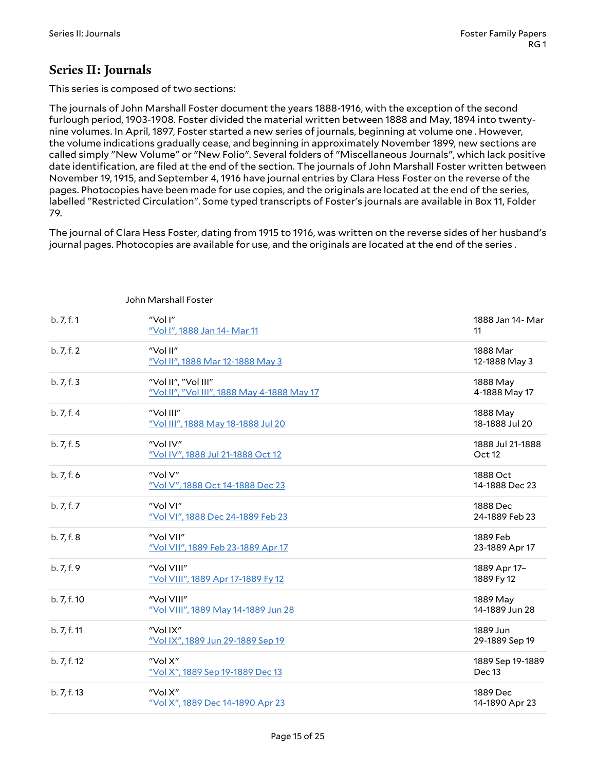## Series II: Journals

This series is composed of two sections:

The journals of John Marshall Foster document the years 1888-1916, with the exception of the second furlough period, 1903-1908. Foster divided the material written between 1888 and May, 1894 into twenty-nine volumes. In April, 1897, Foster started a new series of journals, beginning at volume one . However, the volume indications gradually cease, and beginning in approximately November 1899, new sections are called simply "New Volume" or "New Folio". Several folders of "Miscellaneous Journals", which lack positive date identification, are filed at the end of the section. The journals of John Marshall Foster written between November 19, 1915, and September 4, 1916 have journal entries by Clara Hess Foster on the reverse of the pages. Photocopies have been made for use copies, and the originals are located at the end of the series, labelled "Restricted Circulation". Some typed transcripts of Foster's journals are available in Box 11, Folder 79.

The journal of Clara Hess Foster, dating from 1915 to 1916, was written on the reverse sides of her husband's journal pages. Photocopies are available for use, and the originals are located at the end of the series .

John Marshall Foster

| | | |
|---|---|---|
| b. 7, f. 1 | "Vol I"<br>"Vol I", 1888 Jan 14- Mar 11 | 1888 Jan 14- Mar 11 |
| b. 7, f. 2 | "Vol II"<br>"Vol II", 1888 Mar 12-1888 May 3 | 1888 Mar 12-1888 May 3 |
| b. 7, f. 3 | "Vol II", "Vol III"<br>"Vol II", "Vol III", 1888 May 4-1888 May 17 | 1888 May 4-1888 May 17 |
| b. 7, f. 4 | "Vol III"<br>"Vol III", 1888 May 18-1888 Jul 20 | 1888 May 18-1888 Jul 20 |
| b. 7, f. 5 | "Vol IV"<br>"Vol IV", 1888 Jul 21-1888 Oct 12 | 1888 Jul 21-1888 Oct 12 |
| b. 7, f. 6 | "Vol V"<br>"Vol V", 1888 Oct 14-1888 Dec 23 | 1888 Oct 14-1888 Dec 23 |
| b. 7, f. 7 | "Vol VI"<br>"Vol VI", 1888 Dec 24-1889 Feb 23 | 1888 Dec 24-1889 Feb 23 |
| b. 7, f. 8 | "Vol VII"<br>"Vol VII", 1889 Feb 23-1889 Apr 17 | 1889 Feb 23-1889 Apr 17 |
| b. 7, f. 9 | "Vol VIII"<br>"Vol VIII", 1889 Apr 17-1889 Fy 12 | 1889 Apr 17–1889 Fy 12 |
| b. 7, f. 10 | "Vol VIII"<br>"Vol VIII", 1889 May 14-1889 Jun 28 | 1889 May 14-1889 Jun 28 |
| b. 7, f. 11 | "Vol IX"<br>"Vol IX", 1889 Jun 29-1889 Sep 19 | 1889 Jun 29-1889 Sep 19 |
| b. 7, f. 12 | "Vol X"<br>"Vol X", 1889 Sep 19-1889 Dec 13 | 1889 Sep 19-1889 Dec 13 |
| b. 7, f. 13 | "Vol X"<br>"Vol X", 1889 Dec 14-1890 Apr 23 | 1889 Dec 14-1890 Apr 23 |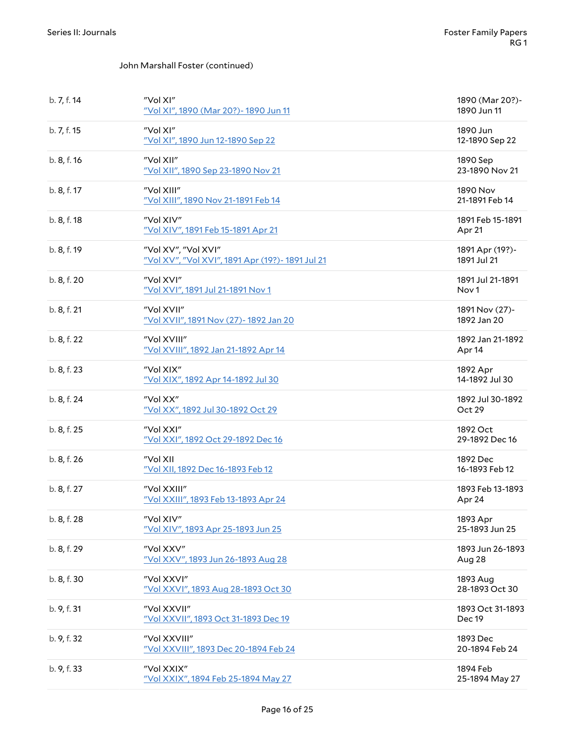John Marshall Foster (continued)

| | | |
|---|---|---|
| b. 7, f. 14 | "Vol XI"<br>"Vol XI", 1890 (Mar 20?)- 1890 Jun 11 | 1890 (Mar 20?)- 1890 Jun 11 |
| b. 7, f. 15 | "Vol XI"<br>"Vol XI", 1890 Jun 12-1890 Sep 22 | 1890 Jun 12-1890 Sep 22 |
| b. 8, f. 16 | "Vol XII"<br>"Vol XII", 1890 Sep 23-1890 Nov 21 | 1890 Sep 23-1890 Nov 21 |
| b. 8, f. 17 | "Vol XIII"<br>"Vol XIII", 1890 Nov 21-1891 Feb 14 | 1890 Nov 21-1891 Feb 14 |
| b. 8, f. 18 | "Vol XIV"<br>"Vol XIV", 1891 Feb 15-1891 Apr 21 | 1891 Feb 15-1891 Apr 21 |
| b. 8, f. 19 | "Vol XV", "Vol XVI"<br>"Vol XV", "Vol XVI", 1891 Apr (19?)- 1891 Jul 21 | 1891 Apr (19?)- 1891 Jul 21 |
| b. 8, f. 20 | "Vol XVI"<br>"Vol XVI", 1891 Jul 21-1891 Nov 1 | 1891 Jul 21-1891 Nov 1 |
| b. 8, f. 21 | "Vol XVII"<br>"Vol XVII", 1891 Nov (27)- 1892 Jan 20 | 1891 Nov (27)- 1892 Jan 20 |
| b. 8, f. 22 | "Vol XVIII"<br>"Vol XVIII", 1892 Jan 21-1892 Apr 14 | 1892 Jan 21-1892 Apr 14 |
| b. 8, f. 23 | "Vol XIX"<br>"Vol XIX", 1892 Apr 14-1892 Jul 30 | 1892 Apr 14-1892 Jul 30 |
| b. 8, f. 24 | "Vol XX"<br>"Vol XX", 1892 Jul 30-1892 Oct 29 | 1892 Jul 30-1892 Oct 29 |
| b. 8, f. 25 | "Vol XXI"<br>"Vol XXI", 1892 Oct 29-1892 Dec 16 | 1892 Oct 29-1892 Dec 16 |
| b. 8, f. 26 | "Vol XII<br>"Vol XII, 1892 Dec 16-1893 Feb 12 | 1892 Dec 16-1893 Feb 12 |
| b. 8, f. 27 | "Vol XXIII"<br>"Vol XXIII", 1893 Feb 13-1893 Apr 24 | 1893 Feb 13-1893 Apr 24 |
| b. 8, f. 28 | "Vol XIV"<br>"Vol XIV", 1893 Apr 25-1893 Jun 25 | 1893 Apr 25-1893 Jun 25 |
| b. 8, f. 29 | "Vol XXV"<br>"Vol XXV", 1893 Jun 26-1893 Aug 28 | 1893 Jun 26-1893 Aug 28 |
| b. 8, f. 30 | "Vol XXVI"<br>"Vol XXVI", 1893 Aug 28-1893 Oct 30 | 1893 Aug 28-1893 Oct 30 |
| b. 9, f. 31 | "Vol XXVII"<br>"Vol XXVII", 1893 Oct 31-1893 Dec 19 | 1893 Oct 31-1893 Dec 19 |
| b. 9, f. 32 | "Vol XXVIII"<br>"Vol XXVIII", 1893 Dec 20-1894 Feb 24 | 1893 Dec 20-1894 Feb 24 |
| b. 9, f. 33 | "Vol XXIX"<br>"Vol XXIX", 1894 Feb 25-1894 May 27 | 1894 Feb 25-1894 May 27 |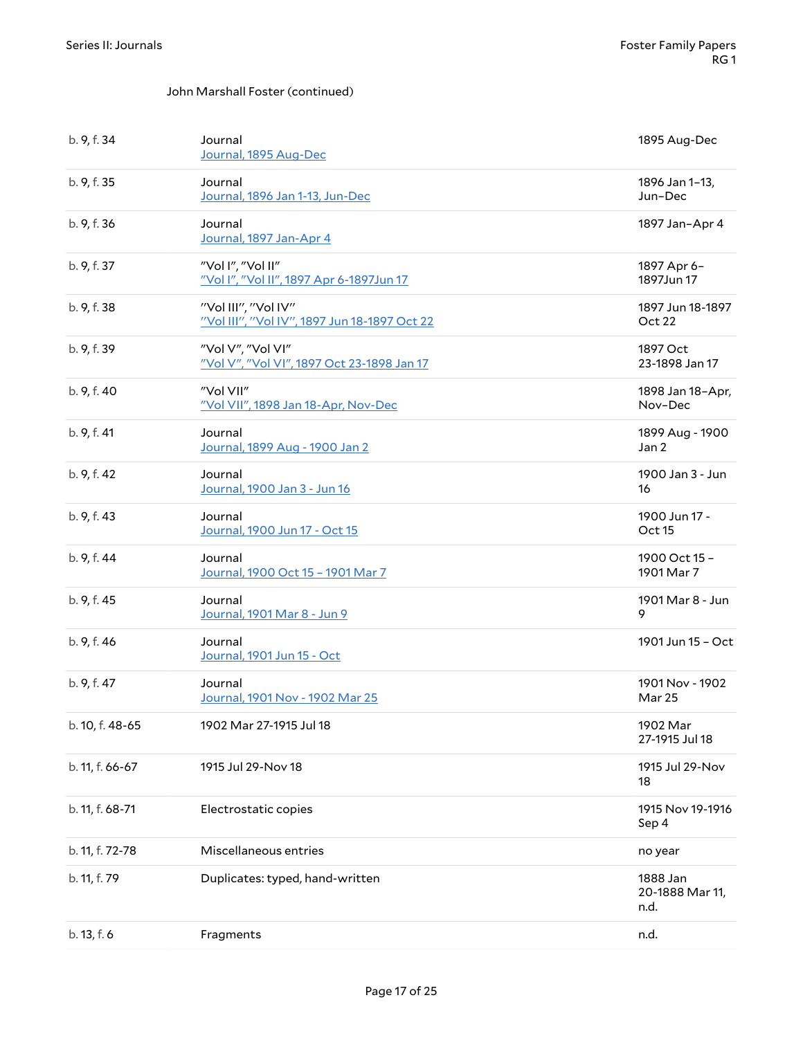John Marshall Foster (continued)

| | | |
|---|---|---|
| b. 9, f. 34 | Journal<br>Journal, 1895 Aug-Dec | 1895 Aug-Dec |
| b. 9, f. 35 | Journal<br>Journal, 1896 Jan 1-13, Jun-Dec | 1896 Jan 1–13, Jun–Dec |
| b. 9, f. 36 | Journal<br>Journal, 1897 Jan-Apr 4 | 1897 Jan–Apr 4 |
| b. 9, f. 37 | "Vol I", "Vol II"<br>"Vol I", "Vol II", 1897 Apr 6-1897Jun 17 | 1897 Apr 6–1897Jun 17 |
| b. 9, f. 38 | "Vol III", "Vol IV"<br>"Vol III", "Vol IV", 1897 Jun 18-1897 Oct 22 | 1897 Jun 18-1897 Oct 22 |
| b. 9, f. 39 | "Vol V", "Vol VI"<br>"Vol V", "Vol VI", 1897 Oct 23-1898 Jan 17 | 1897 Oct 23-1898 Jan 17 |
| b. 9, f. 40 | "Vol VII"<br>"Vol VII", 1898 Jan 18-Apr, Nov-Dec | 1898 Jan 18–Apr, Nov–Dec |
| b. 9, f. 41 | Journal<br>Journal, 1899 Aug - 1900 Jan 2 | 1899 Aug - 1900 Jan 2 |
| b. 9, f. 42 | Journal<br>Journal, 1900 Jan 3 - Jun 16 | 1900 Jan 3 - Jun 16 |
| b. 9, f. 43 | Journal<br>Journal, 1900 Jun 17 - Oct 15 | 1900 Jun 17 - Oct 15 |
| b. 9, f. 44 | Journal<br>Journal, 1900 Oct 15 – 1901 Mar 7 | 1900 Oct 15 – 1901 Mar 7 |
| b. 9, f. 45 | Journal<br>Journal, 1901 Mar 8 - Jun 9 | 1901 Mar 8 - Jun 9 |
| b. 9, f. 46 | Journal<br>Journal, 1901 Jun 15 - Oct | 1901 Jun 15 – Oct |
| b. 9, f. 47 | Journal<br>Journal, 1901 Nov - 1902 Mar 25 | 1901 Nov - 1902 Mar 25 |
| b. 10, f. 48-65 | 1902 Mar 27-1915 Jul 18 | 1902 Mar 27-1915 Jul 18 |
| b. 11, f. 66-67 | 1915 Jul 29-Nov 18 | 1915 Jul 29-Nov 18 |
| b. 11, f. 68-71 | Electrostatic copies | 1915 Nov 19-1916 Sep 4 |
| b. 11, f. 72-78 | Miscellaneous entries | no year |
| b. 11, f. 79 | Duplicates: typed, hand-written | 1888 Jan 20-1888 Mar 11, n.d. |
| b. 13, f. 6 | Fragments | n.d. |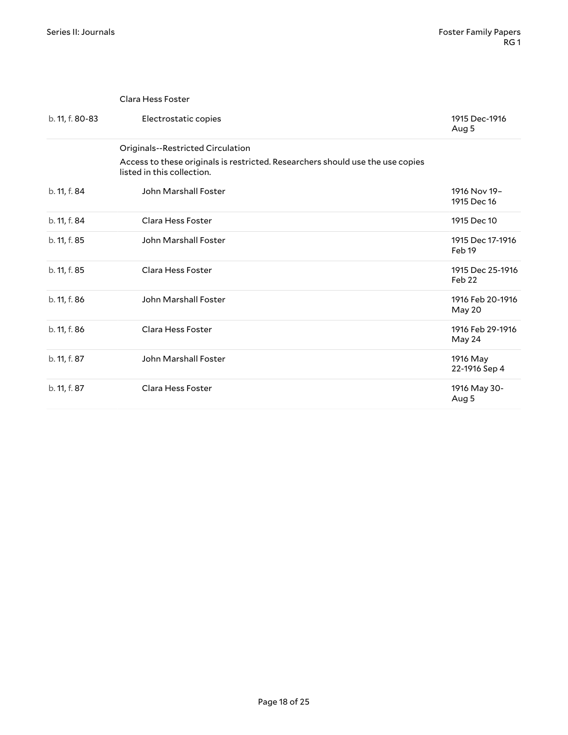| | | |
|---|---|---|
| | Clara Hess Foster | |
| b. 11, f. 80-83 | Electrostatic copies | 1915 Dec-1916 Aug 5 |
| | Originals--Restricted Circulation<br>Access to these originals is restricted. Researchers should use the use copies listed in this collection. | |
| b. 11, f. 84 | John Marshall Foster | 1916 Nov 19–1915 Dec 16 |
| b. 11, f. 84 | Clara Hess Foster | 1915 Dec 10 |
| b. 11, f. 85 | John Marshall Foster | 1915 Dec 17-1916 Feb 19 |
| b. 11, f. 85 | Clara Hess Foster | 1915 Dec 25-1916 Feb 22 |
| b. 11, f. 86 | John Marshall Foster | 1916 Feb 20-1916 May 20 |
| b. 11, f. 86 | Clara Hess Foster | 1916 Feb 29-1916 May 24 |
| b. 11, f. 87 | John Marshall Foster | 1916 May 22-1916 Sep 4 |
| b. 11, f. 87 | Clara Hess Foster | 1916 May 30-Aug 5 |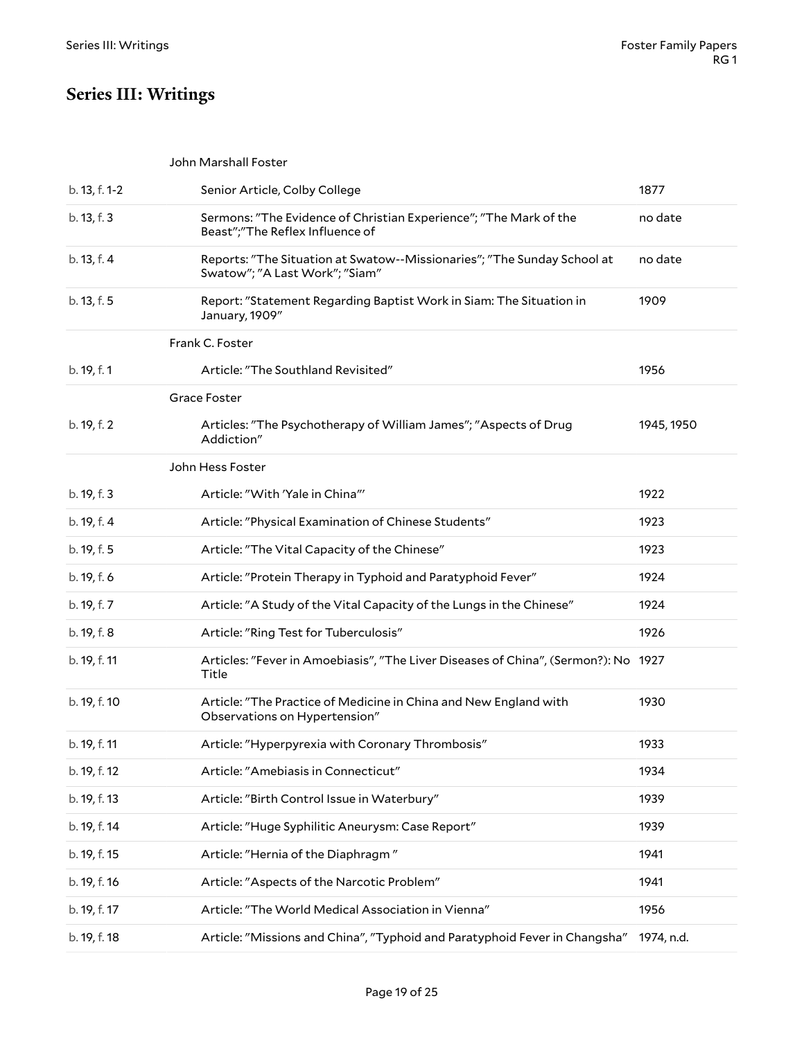# Series III: Writings

| | | |
|---|---|---|
| | John Marshall Foster | |
| b. 13, f. 1-2 | Senior Article, Colby College | 1877 |
| b. 13, f. 3 | Sermons: "The Evidence of Christian Experience"; "The Mark of the Beast";"The Reflex Influence of | no date |
| b. 13, f. 4 | Reports: "The Situation at Swatow--Missionaries"; "The Sunday School at Swatow"; "A Last Work"; "Siam" | no date |
| b. 13, f. 5 | Report: "Statement Regarding Baptist Work in Siam: The Situation in January, 1909" | 1909 |
| | Frank C. Foster | |
| b. 19, f. 1 | Article: "The Southland Revisited" | 1956 |
| | Grace Foster | |
| b. 19, f. 2 | Articles: "The Psychotherapy of William James"; "Aspects of Drug Addiction" | 1945, 1950 |
| | John Hess Foster | |
| b. 19, f. 3 | Article: "With 'Yale in China"' | 1922 |
| b. 19, f. 4 | Article: "Physical Examination of Chinese Students" | 1923 |
| b. 19, f. 5 | Article: "The Vital Capacity of the Chinese" | 1923 |
| b. 19, f. 6 | Article: "Protein Therapy in Typhoid and Paratyphoid Fever" | 1924 |
| b. 19, f. 7 | Article: "A Study of the Vital Capacity of the Lungs in the Chinese" | 1924 |
| b. 19, f. 8 | Article: "Ring Test for Tuberculosis" | 1926 |
| b. 19, f. 11 | Articles: "Fever in Amoebiasis", "The Liver Diseases of China", (Sermon?): No Title | 1927 |
| b. 19, f. 10 | Article: "The Practice of Medicine in China and New England with Observations on Hypertension" | 1930 |
| b. 19, f. 11 | Article: "Hyperpyrexia with Coronary Thrombosis" | 1933 |
| b. 19, f. 12 | Article: "Amebiasis in Connecticut" | 1934 |
| b. 19, f. 13 | Article: "Birth Control Issue in Waterbury" | 1939 |
| b. 19, f. 14 | Article: "Huge Syphilitic Aneurysm: Case Report" | 1939 |
| b. 19, f. 15 | Article: "Hernia of the Diaphragm " | 1941 |
| b. 19, f. 16 | Article: "Aspects of the Narcotic Problem" | 1941 |
| b. 19, f. 17 | Article: "The World Medical Association in Vienna" | 1956 |
| b. 19, f. 18 | Article: "Missions and China", "Typhoid and Paratyphoid Fever in Changsha" | 1974, n.d. |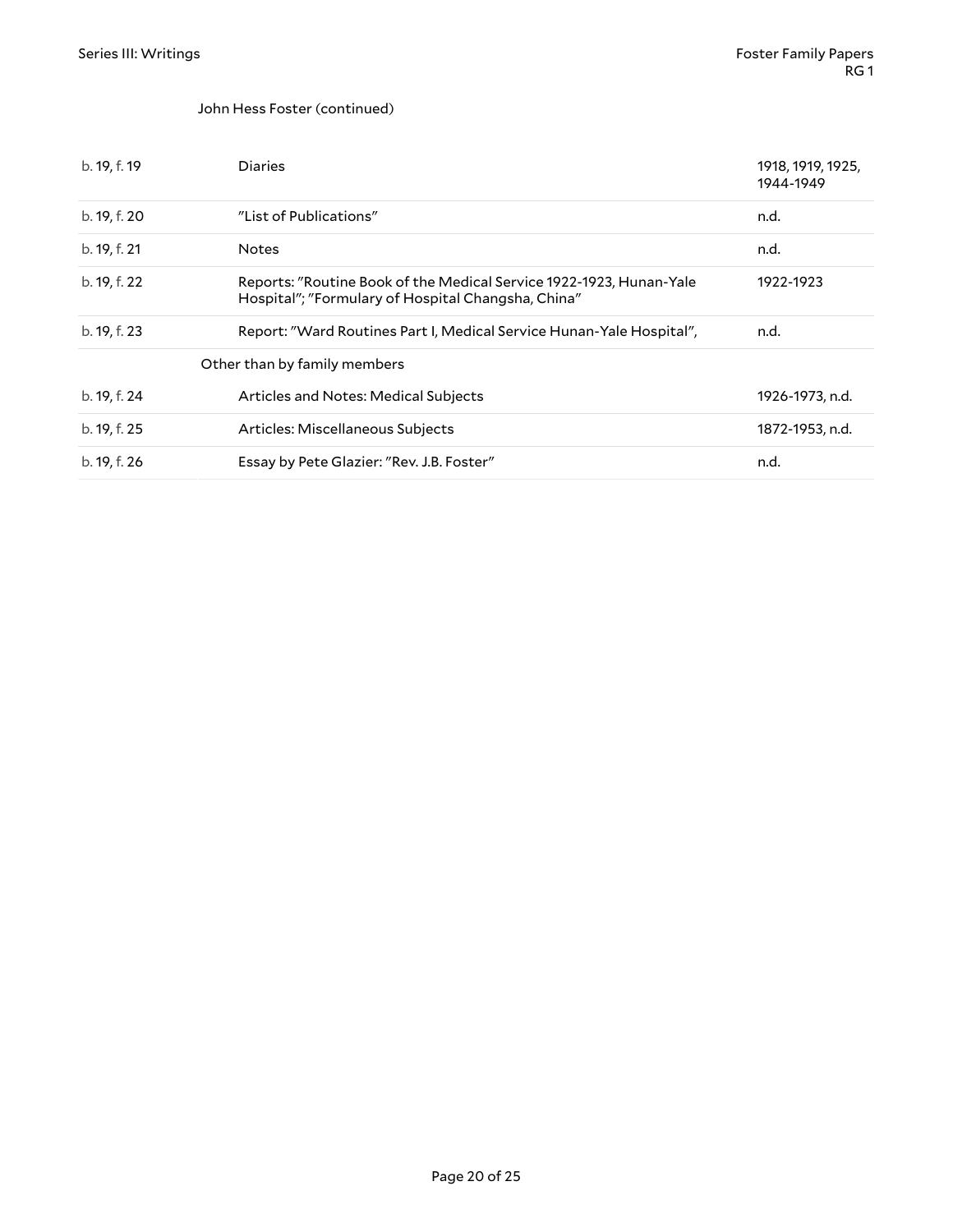John Hess Foster (continued)

| | | |
|---|---|---|
| b. 19, f. 19 | Diaries | 1918, 1919, 1925, 1944-1949 |
| b. 19, f. 20 | "List of Publications" | n.d. |
| b. 19, f. 21 | Notes | n.d. |
| b. 19, f. 22 | Reports: "Routine Book of the Medical Service 1922-1923, Hunan-Yale Hospital"; "Formulary of Hospital Changsha, China" | 1922-1923 |
| b. 19, f. 23 | Report: "Ward Routines Part I, Medical Service Hunan-Yale Hospital", | n.d. |

Other than by family members

| | | |
|---|---|---|
| b. 19, f. 24 | Articles and Notes: Medical Subjects | 1926-1973, n.d. |
| b. 19, f. 25 | Articles: Miscellaneous Subjects | 1872-1953, n.d. |
| b. 19, f. 26 | Essay by Pete Glazier: "Rev. J.B. Foster" | n.d. |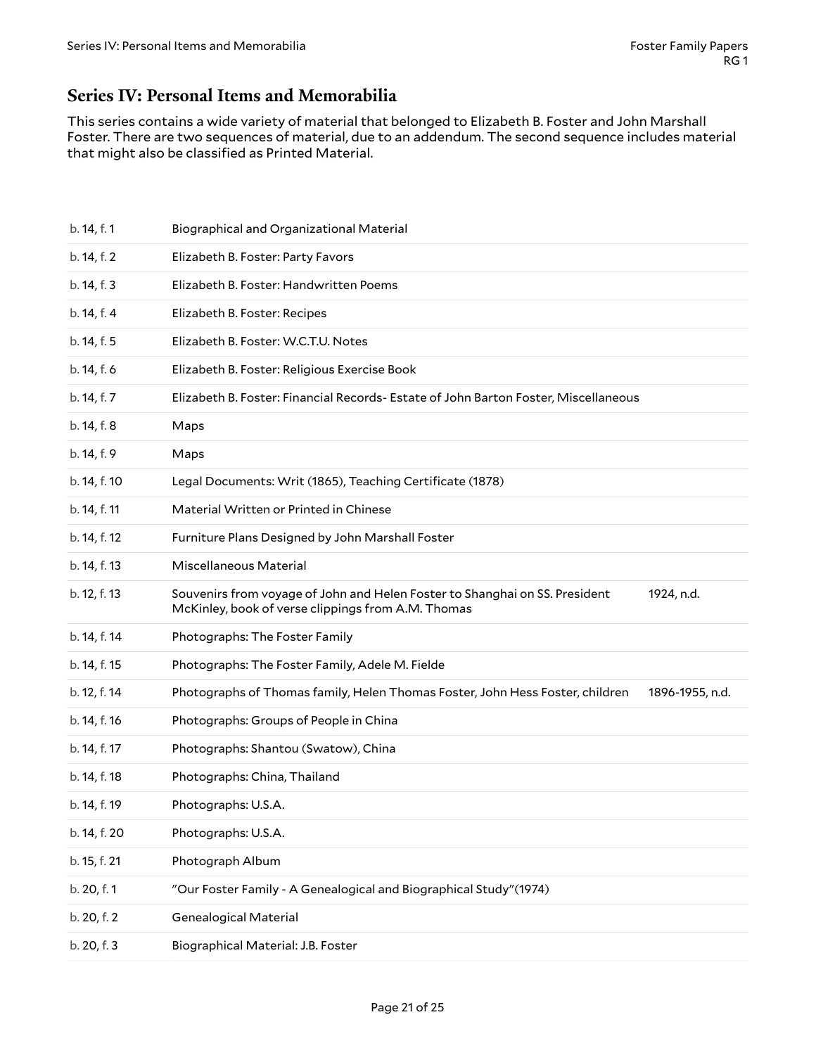## Series IV: Personal Items and Memorabilia

This series contains a wide variety of material that belonged to Elizabeth B. Foster and John Marshall Foster. There are two sequences of material, due to an addendum. The second sequence includes material that might also be classified as Printed Material.

| | | |
|---|---|---|
| b. 14, f. 1 | Biographical and Organizational Material | |
| b. 14, f. 2 | Elizabeth B. Foster: Party Favors | |
| b. 14, f. 3 | Elizabeth B. Foster: Handwritten Poems | |
| b. 14, f. 4 | Elizabeth B. Foster: Recipes | |
| b. 14, f. 5 | Elizabeth B. Foster: W.C.T.U. Notes | |
| b. 14, f. 6 | Elizabeth B. Foster: Religious Exercise Book | |
| b. 14, f. 7 | Elizabeth B. Foster: Financial Records- Estate of John Barton Foster, Miscellaneous | |
| b. 14, f. 8 | Maps | |
| b. 14, f. 9 | Maps | |
| b. 14, f. 10 | Legal Documents: Writ (1865), Teaching Certificate (1878) | |
| b. 14, f. 11 | Material Written or Printed in Chinese | |
| b. 14, f. 12 | Furniture Plans Designed by John Marshall Foster | |
| b. 14, f. 13 | Miscellaneous Material | |
| b. 12, f. 13 | Souvenirs from voyage of John and Helen Foster to Shanghai on SS. President McKinley, book of verse clippings from A.M. Thomas | 1924, n.d. |
| b. 14, f. 14 | Photographs: The Foster Family | |
| b. 14, f. 15 | Photographs: The Foster Family, Adele M. Fielde | |
| b. 12, f. 14 | Photographs of Thomas family, Helen Thomas Foster, John Hess Foster, children | 1896-1955, n.d. |
| b. 14, f. 16 | Photographs: Groups of People in China | |
| b. 14, f. 17 | Photographs: Shantou (Swatow), China | |
| b. 14, f. 18 | Photographs: China, Thailand | |
| b. 14, f. 19 | Photographs: U.S.A. | |
| b. 14, f. 20 | Photographs: U.S.A. | |
| b. 15, f. 21 | Photograph Album | |
| b. 20, f. 1 | "Our Foster Family - A Genealogical and Biographical Study"(1974) | |
| b. 20, f. 2 | Genealogical Material | |
| b. 20, f. 3 | Biographical Material: J.B. Foster | |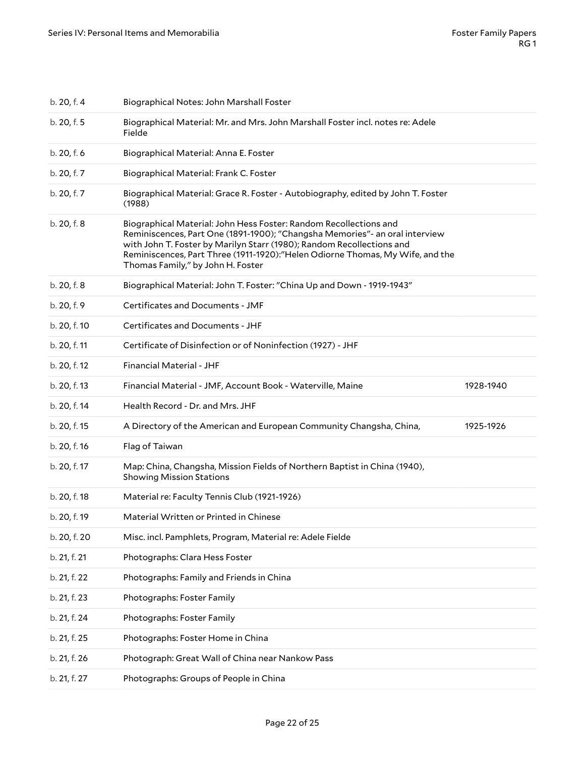| | | |
|---|---|---|
| b. 20, f. 4 | Biographical Notes: John Marshall Foster | |
| b. 20, f. 5 | Biographical Material: Mr. and Mrs. John Marshall Foster incl. notes re: Adele Fielde | |
| b. 20, f. 6 | Biographical Material: Anna E. Foster | |
| b. 20, f. 7 | Biographical Material: Frank C. Foster | |
| b. 20, f. 7 | Biographical Material: Grace R. Foster - Autobiography, edited by John T. Foster (1988) | |
| b. 20, f. 8 | Biographical Material: John Hess Foster: Random Recollections and Reminiscences, Part One (1891-1900); "Changsha Memories"- an oral interview with John T. Foster by Marilyn Starr (1980); Random Recollections and Reminiscences, Part Three (1911-1920):"Helen Odiorne Thomas, My Wife, and the Thomas Family," by John H. Foster | |
| b. 20, f. 8 | Biographical Material: John T. Foster: "China Up and Down - 1919-1943" | |
| b. 20, f. 9 | Certificates and Documents - JMF | |
| b. 20, f. 10 | Certificates and Documents - JHF | |
| b. 20, f. 11 | Certificate of Disinfection or of Noninfection (1927) - JHF | |
| b. 20, f. 12 | Financial Material - JHF | |
| b. 20, f. 13 | Financial Material - JMF, Account Book - Waterville, Maine | 1928-1940 |
| b. 20, f. 14 | Health Record - Dr. and Mrs. JHF | |
| b. 20, f. 15 | A Directory of the American and European Community Changsha, China, | 1925-1926 |
| b. 20, f. 16 | Flag of Taiwan | |
| b. 20, f. 17 | Map: China, Changsha, Mission Fields of Northern Baptist in China (1940), Showing Mission Stations | |
| b. 20, f. 18 | Material re: Faculty Tennis Club (1921-1926) | |
| b. 20, f. 19 | Material Written or Printed in Chinese | |
| b. 20, f. 20 | Misc. incl. Pamphlets, Program, Material re: Adele Fielde | |
| b. 21, f. 21 | Photographs: Clara Hess Foster | |
| b. 21, f. 22 | Photographs: Family and Friends in China | |
| b. 21, f. 23 | Photographs: Foster Family | |
| b. 21, f. 24 | Photographs: Foster Family | |
| b. 21, f. 25 | Photographs: Foster Home in China | |
| b. 21, f. 26 | Photograph: Great Wall of China near Nankow Pass | |
| b. 21, f. 27 | Photographs: Groups of People in China | |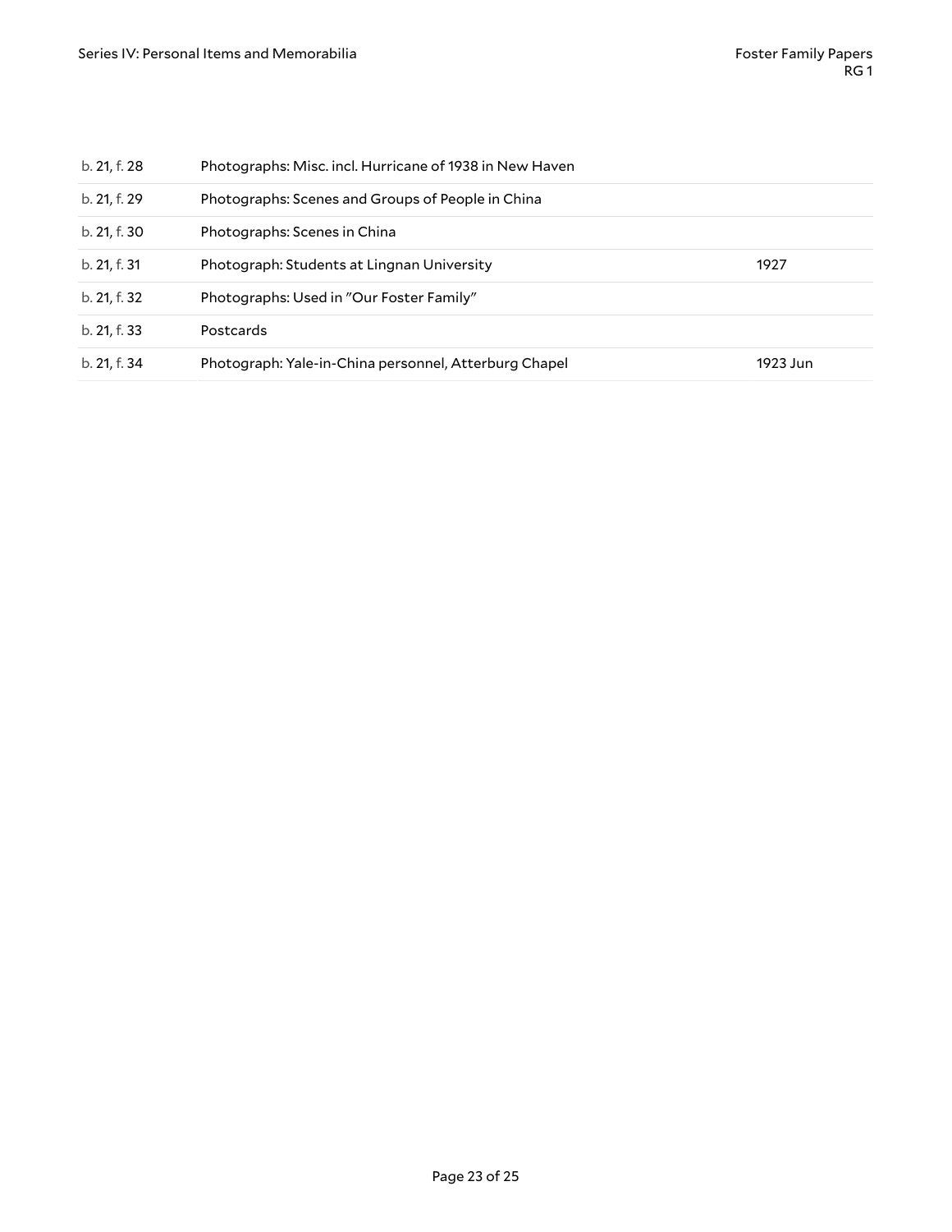| | | |
|---|---|---|
| b. 21, f. 28 | Photographs: Misc. incl. Hurricane of 1938 in New Haven | |
| b. 21, f. 29 | Photographs: Scenes and Groups of People in China | |
| b. 21, f. 30 | Photographs: Scenes in China | |
| b. 21, f. 31 | Photograph: Students at Lingnan University | 1927 |
| b. 21, f. 32 | Photographs: Used in "Our Foster Family" | |
| b. 21, f. 33 | Postcards | |
| b. 21, f. 34 | Photograph: Yale-in-China personnel, Atterburg Chapel | 1923 Jun |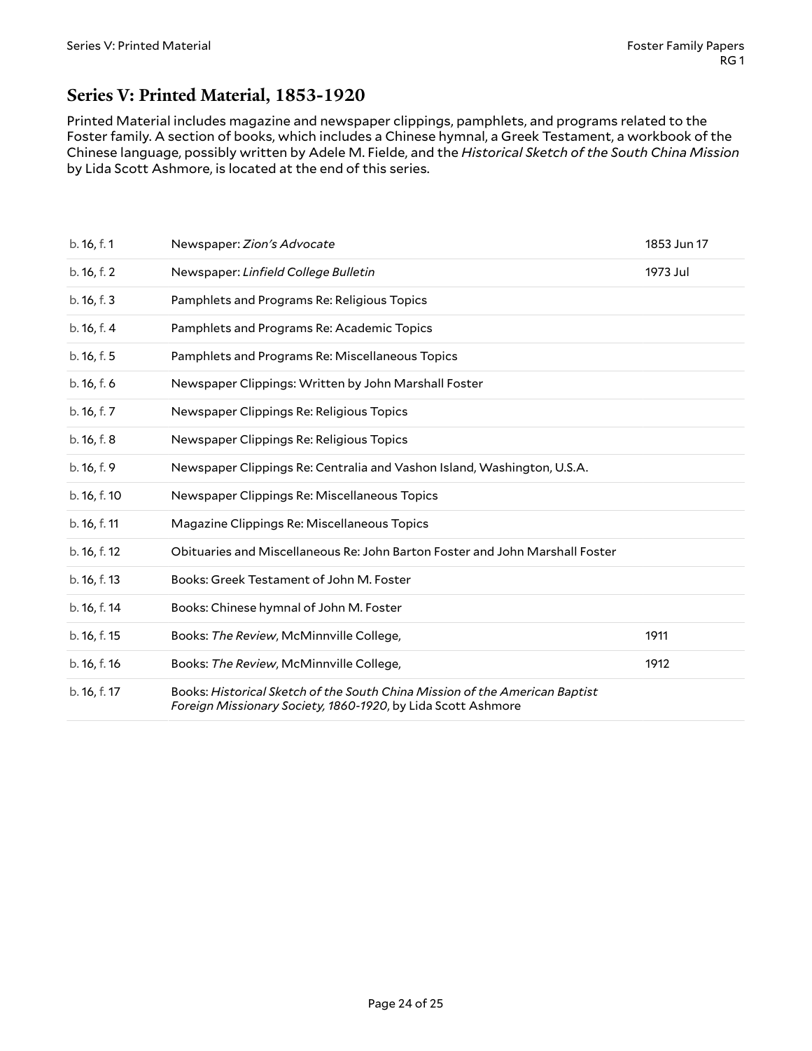## Series V: Printed Material, 1853-1920

Printed Material includes magazine and newspaper clippings, pamphlets, and programs related to the Foster family. A section of books, which includes a Chinese hymnal, a Greek Testament, a workbook of the Chinese language, possibly written by Adele M. Fielde, and the *Historical Sketch of the South China Mission* by Lida Scott Ashmore, is located at the end of this series.

| | | |
|---|---|---|
| b. 16, f. 1 | Newspaper: *Zion's Advocate* | 1853 Jun 17 |
| b. 16, f. 2 | Newspaper: *Linfield College Bulletin* | 1973 Jul |
| b. 16, f. 3 | Pamphlets and Programs Re: Religious Topics | |
| b. 16, f. 4 | Pamphlets and Programs Re: Academic Topics | |
| b. 16, f. 5 | Pamphlets and Programs Re: Miscellaneous Topics | |
| b. 16, f. 6 | Newspaper Clippings: Written by John Marshall Foster | |
| b. 16, f. 7 | Newspaper Clippings Re: Religious Topics | |
| b. 16, f. 8 | Newspaper Clippings Re: Religious Topics | |
| b. 16, f. 9 | Newspaper Clippings Re: Centralia and Vashon Island, Washington, U.S.A. | |
| b. 16, f. 10 | Newspaper Clippings Re: Miscellaneous Topics | |
| b. 16, f. 11 | Magazine Clippings Re: Miscellaneous Topics | |
| b. 16, f. 12 | Obituaries and Miscellaneous Re: John Barton Foster and John Marshall Foster | |
| b. 16, f. 13 | Books: Greek Testament of John M. Foster | |
| b. 16, f. 14 | Books: Chinese hymnal of John M. Foster | |
| b. 16, f. 15 | Books: *The Review*, McMinnville College, | 1911 |
| b. 16, f. 16 | Books: *The Review*, McMinnville College, | 1912 |
| b. 16, f. 17 | Books: *Historical Sketch of the South China Mission of the American Baptist Foreign Missionary Society, 1860-1920*, by Lida Scott Ashmore | |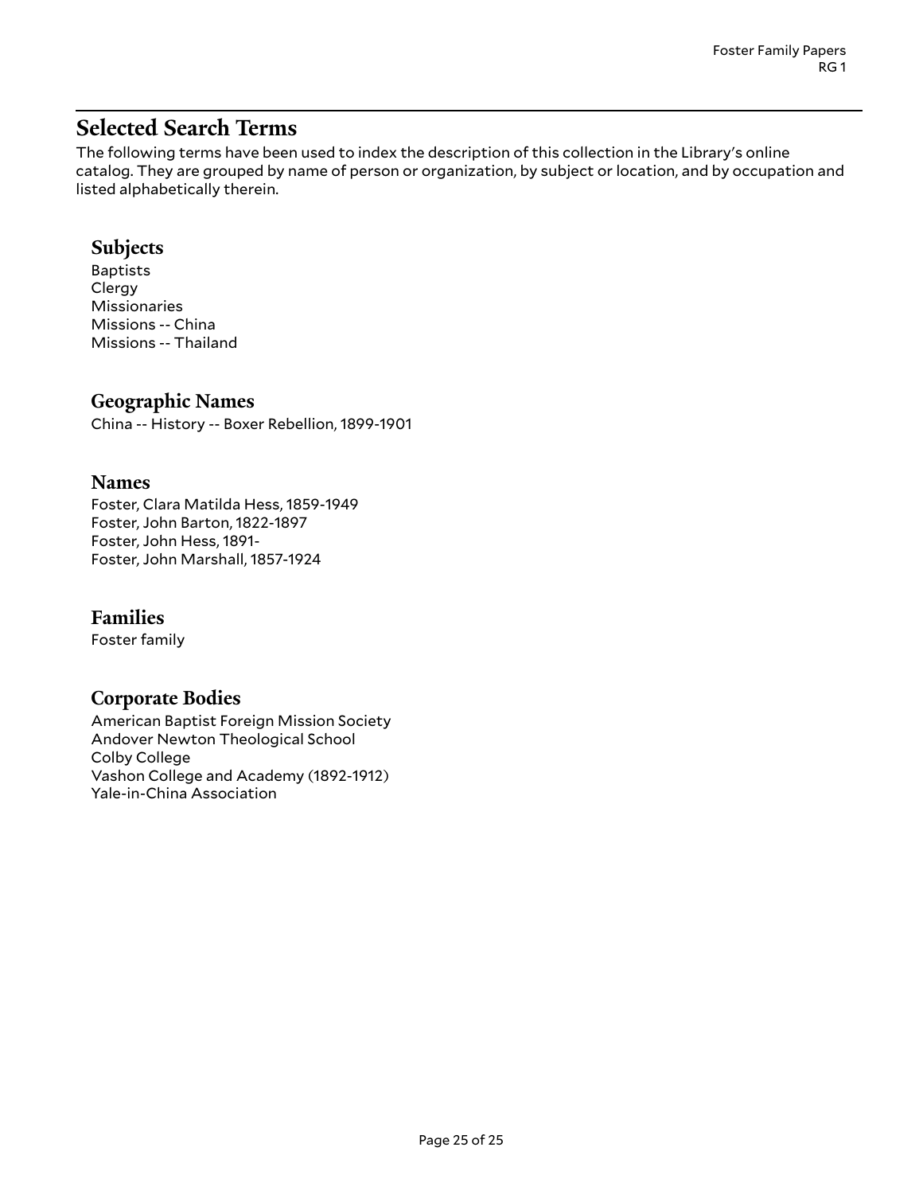## Selected Search Terms

The following terms have been used to index the description of this collection in the Library's online catalog. They are grouped by name of person or organization, by subject or location, and by occupation and listed alphabetically therein.

### Subjects

Baptists
Clergy
Missionaries
Missions -- China
Missions -- Thailand

### Geographic Names

China -- History -- Boxer Rebellion, 1899-1901

### Names

Foster, Clara Matilda Hess, 1859-1949
Foster, John Barton, 1822-1897
Foster, John Hess, 1891-
Foster, John Marshall, 1857-1924

### Families

Foster family

### Corporate Bodies

American Baptist Foreign Mission Society
Andover Newton Theological School
Colby College
Vashon College and Academy (1892-1912)
Yale-in-China Association